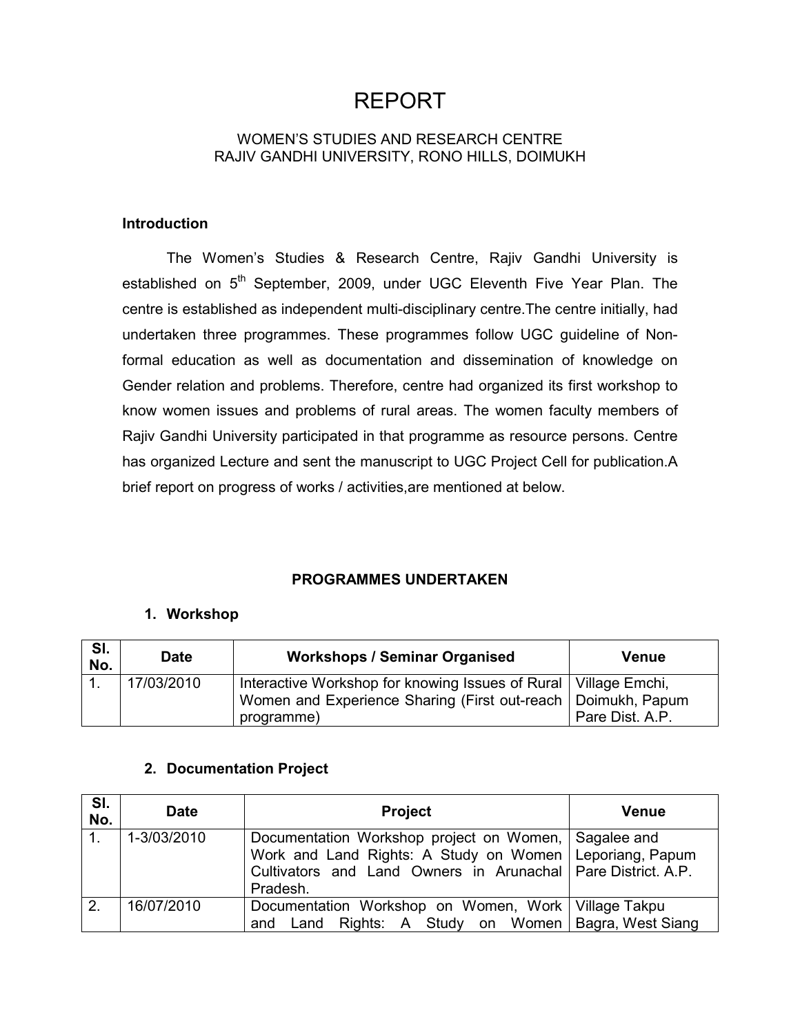# REPORT

WOMEN'S STUDIES AND RESEARCH CENTRE
RAJIV GANDHI UNIVERSITY, RONO HILLS, DOIMUKH

### Introduction

The Women's Studies & Research Centre, Rajiv Gandhi University is established on 5th September, 2009, under UGC Eleventh Five Year Plan. The centre is established as independent multi-disciplinary centre.The centre initially, had undertaken three programmes. These programmes follow UGC guideline of Non-formal education as well as documentation and dissemination of knowledge on Gender relation and problems. Therefore, centre had organized its first workshop to know women issues and problems of rural areas. The women faculty members of Rajiv Gandhi University participated in that programme as resource persons. Centre has organized Lecture and sent the manuscript to UGC Project Cell for publication.A brief report on progress of works / activities,are mentioned at below.

## PROGRAMMES UNDERTAKEN

### 1. Workshop

| Sl. No. | Date | Workshops / Seminar Organised | Venue |
|---|---|---|---|
| 1. | 17/03/2010 | Interactive Workshop for knowing Issues of Rural Women and Experience Sharing (First out-reach programme) | Village Emchi, Doimukh, Papum Pare Dist. A.P. |

### 2. Documentation Project

| Sl. No. | Date | Project | Venue |
|---|---|---|---|
| 1. | 1-3/03/2010 | Documentation Workshop project on Women, Work and Land Rights: A Study on Women Cultivators and Land Owners in Arunachal Pradesh. | Sagalee and Leporiang, Papum Pare District. A.P. |
| 2. | 16/07/2010 | Documentation Workshop on Women, Work and Land Rights: A Study on Women | Village Takpu Bagra, West Siang |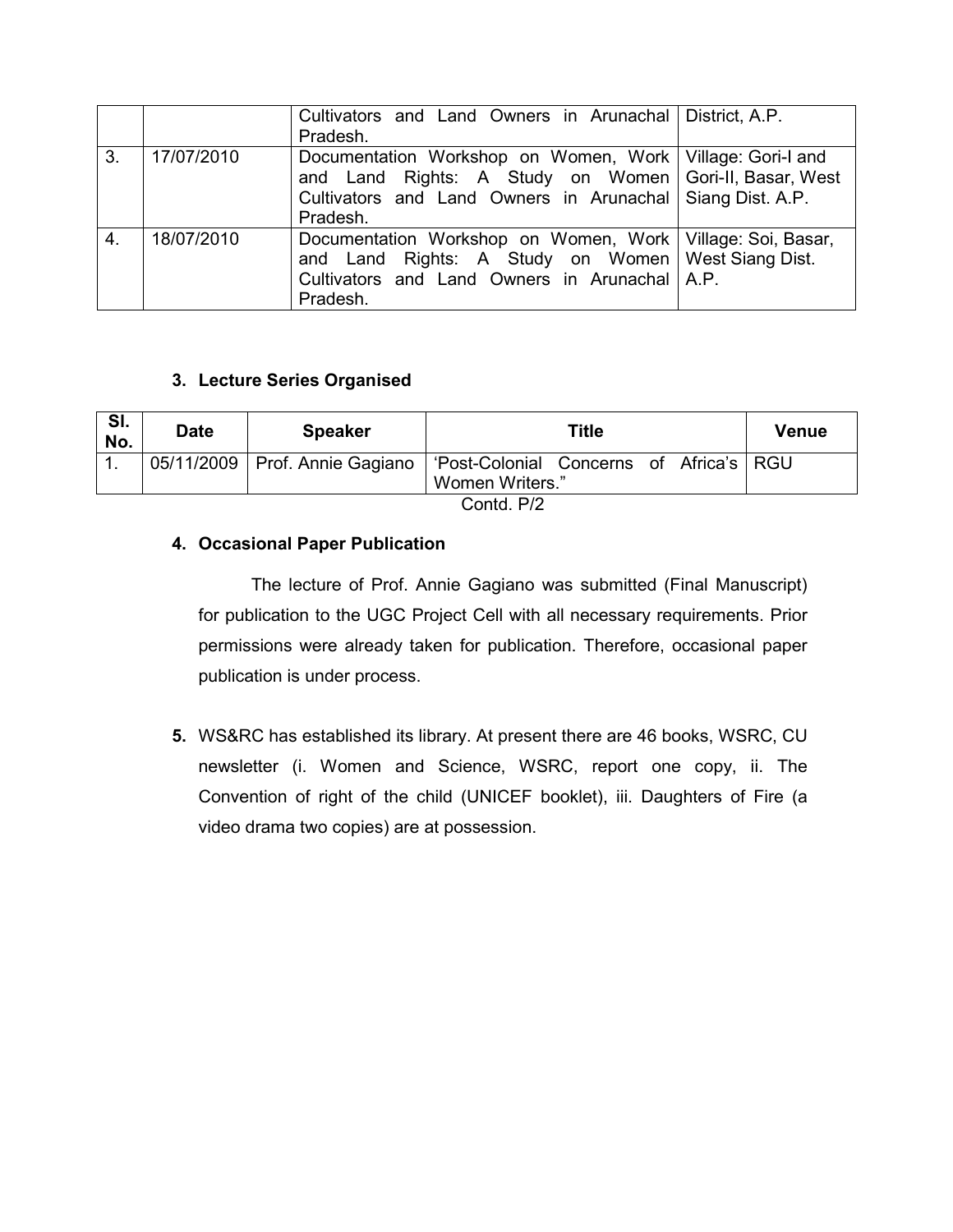|  |  | Cultivators and Land Owners in Arunachal Pradesh. | District, A.P. |
|---|---|---|---|
| 3. | 17/07/2010 | Documentation Workshop on Women, Work and Land Rights: A Study on Women Cultivators and Land Owners in Arunachal Pradesh. | Village: Gori-I and Gori-II, Basar, West Siang Dist. A.P. |
| 4. | 18/07/2010 | Documentation Workshop on Women, Work and Land Rights: A Study on Women Cultivators and Land Owners in Arunachal Pradesh. | Village: Soi, Basar, West Siang Dist. A.P. |

### 3. Lecture Series Organised

| Sl. No. | Date | Speaker | Title | Venue |
|---|---|---|---|---|
| 1. | 05/11/2009 | Prof. Annie Gagiano | 'Post-Colonial Concerns of Africa's Women Writers." | RGU |

Contd. P/2

### 4. Occasional Paper Publication

The lecture of Prof. Annie Gagiano was submitted (Final Manuscript) for publication to the UGC Project Cell with all necessary requirements. Prior permissions were already taken for publication. Therefore, occasional paper publication is under process.

**5.** WS&RC has established its library. At present there are 46 books, WSRC, CU newsletter (i. Women and Science, WSRC, report one copy, ii. The Convention of right of the child (UNICEF booklet), iii. Daughters of Fire (a video drama two copies) are at possession.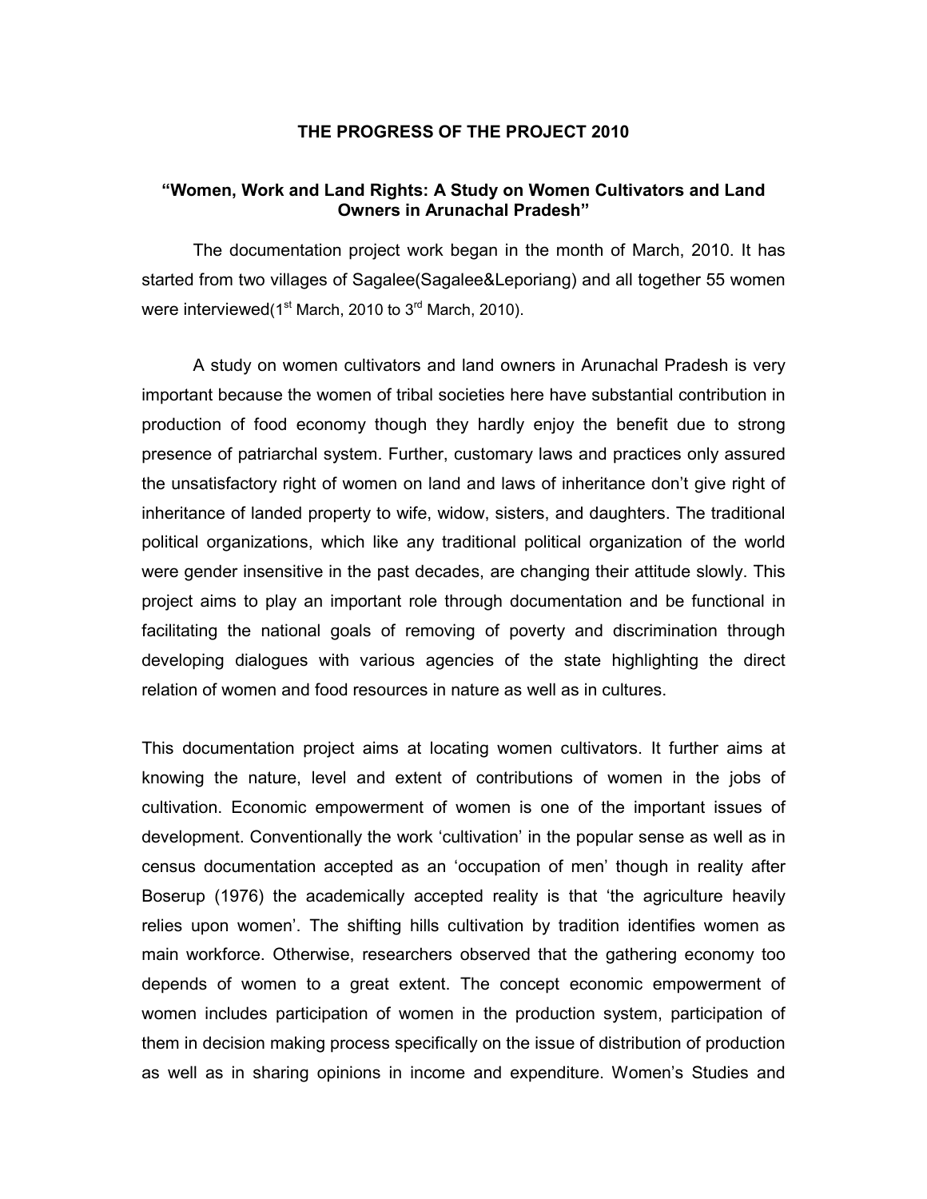**THE PROGRESS OF THE PROJECT 2010**

**"Women, Work and Land Rights: A Study on Women Cultivators and Land Owners in Arunachal Pradesh"**

The documentation project work began in the month of March, 2010. It has started from two villages of Sagalee(Sagalee&Leporiang) and all together 55 women were interviewed(1st March, 2010 to 3rd March, 2010).

A study on women cultivators and land owners in Arunachal Pradesh is very important because the women of tribal societies here have substantial contribution in production of food economy though they hardly enjoy the benefit due to strong presence of patriarchal system. Further, customary laws and practices only assured the unsatisfactory right of women on land and laws of inheritance don't give right of inheritance of landed property to wife, widow, sisters, and daughters. The traditional political organizations, which like any traditional political organization of the world were gender insensitive in the past decades, are changing their attitude slowly. This project aims to play an important role through documentation and be functional in facilitating the national goals of removing of poverty and discrimination through developing dialogues with various agencies of the state highlighting the direct relation of women and food resources in nature as well as in cultures.

This documentation project aims at locating women cultivators. It further aims at knowing the nature, level and extent of contributions of women in the jobs of cultivation. Economic empowerment of women is one of the important issues of development. Conventionally the work 'cultivation' in the popular sense as well as in census documentation accepted as an 'occupation of men' though in reality after Boserup (1976) the academically accepted reality is that 'the agriculture heavily relies upon women'. The shifting hills cultivation by tradition identifies women as main workforce. Otherwise, researchers observed that the gathering economy too depends of women to a great extent. The concept economic empowerment of women includes participation of women in the production system, participation of them in decision making process specifically on the issue of distribution of production as well as in sharing opinions in income and expenditure. Women's Studies and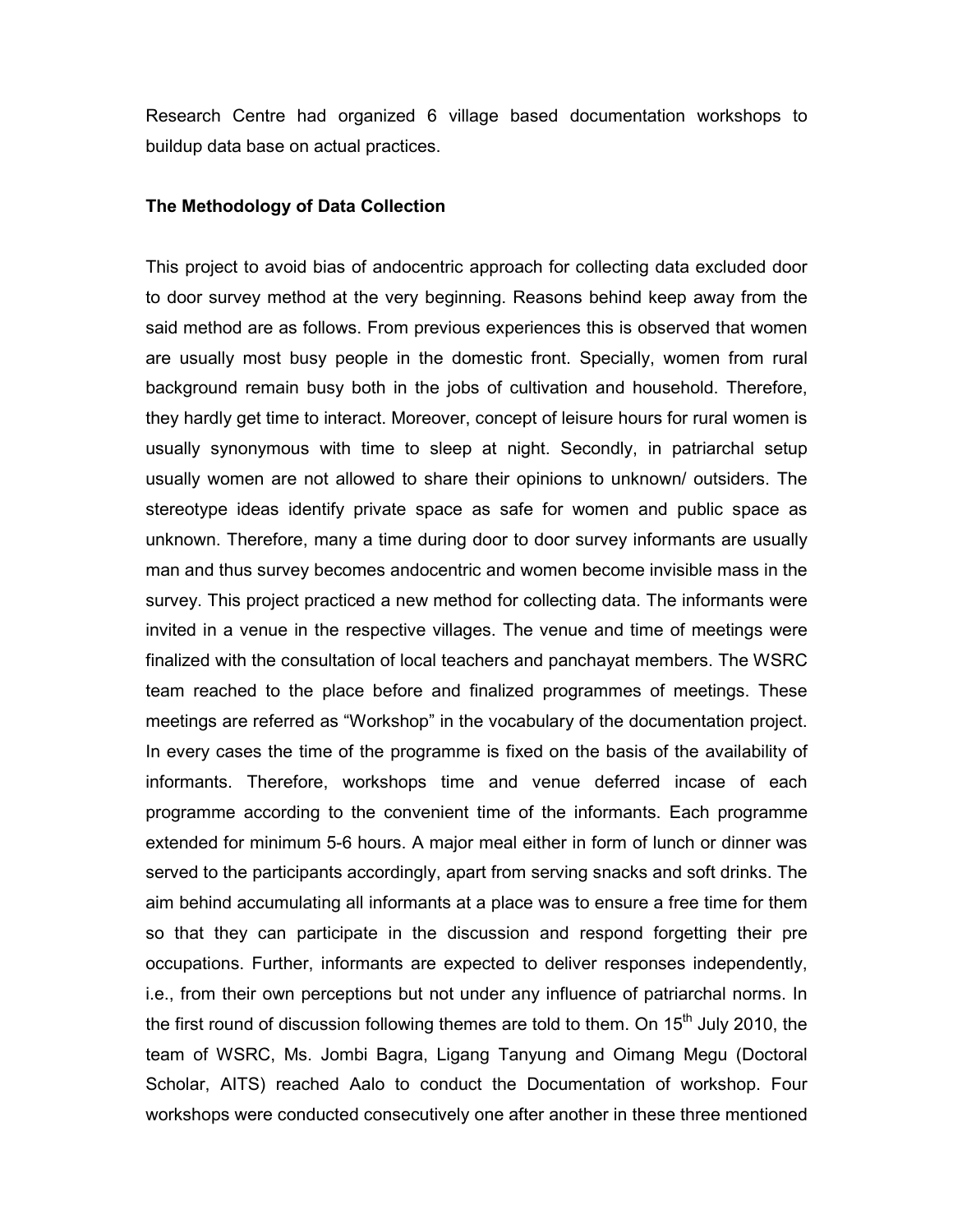Research Centre had organized 6 village based documentation workshops to buildup data base on actual practices.

**The Methodology of Data Collection**

This project to avoid bias of andocentric approach for collecting data excluded door to door survey method at the very beginning. Reasons behind keep away from the said method are as follows. From previous experiences this is observed that women are usually most busy people in the domestic front. Specially, women from rural background remain busy both in the jobs of cultivation and household. Therefore, they hardly get time to interact. Moreover, concept of leisure hours for rural women is usually synonymous with time to sleep at night. Secondly, in patriarchal setup usually women are not allowed to share their opinions to unknown/ outsiders. The stereotype ideas identify private space as safe for women and public space as unknown. Therefore, many a time during door to door survey informants are usually man and thus survey becomes andocentric and women become invisible mass in the survey. This project practiced a new method for collecting data. The informants were invited in a venue in the respective villages. The venue and time of meetings were finalized with the consultation of local teachers and panchayat members. The WSRC team reached to the place before and finalized programmes of meetings. These meetings are referred as "Workshop" in the vocabulary of the documentation project. In every cases the time of the programme is fixed on the basis of the availability of informants. Therefore, workshops time and venue deferred incase of each programme according to the convenient time of the informants. Each programme extended for minimum 5-6 hours. A major meal either in form of lunch or dinner was served to the participants accordingly, apart from serving snacks and soft drinks. The aim behind accumulating all informants at a place was to ensure a free time for them so that they can participate in the discussion and respond forgetting their pre occupations. Further, informants are expected to deliver responses independently, i.e., from their own perceptions but not under any influence of patriarchal norms. In the first round of discussion following themes are told to them. On 15th July 2010, the team of WSRC, Ms. Jombi Bagra, Ligang Tanyung and Oimang Megu (Doctoral Scholar, AITS) reached Aalo to conduct the Documentation of workshop. Four workshops were conducted consecutively one after another in these three mentioned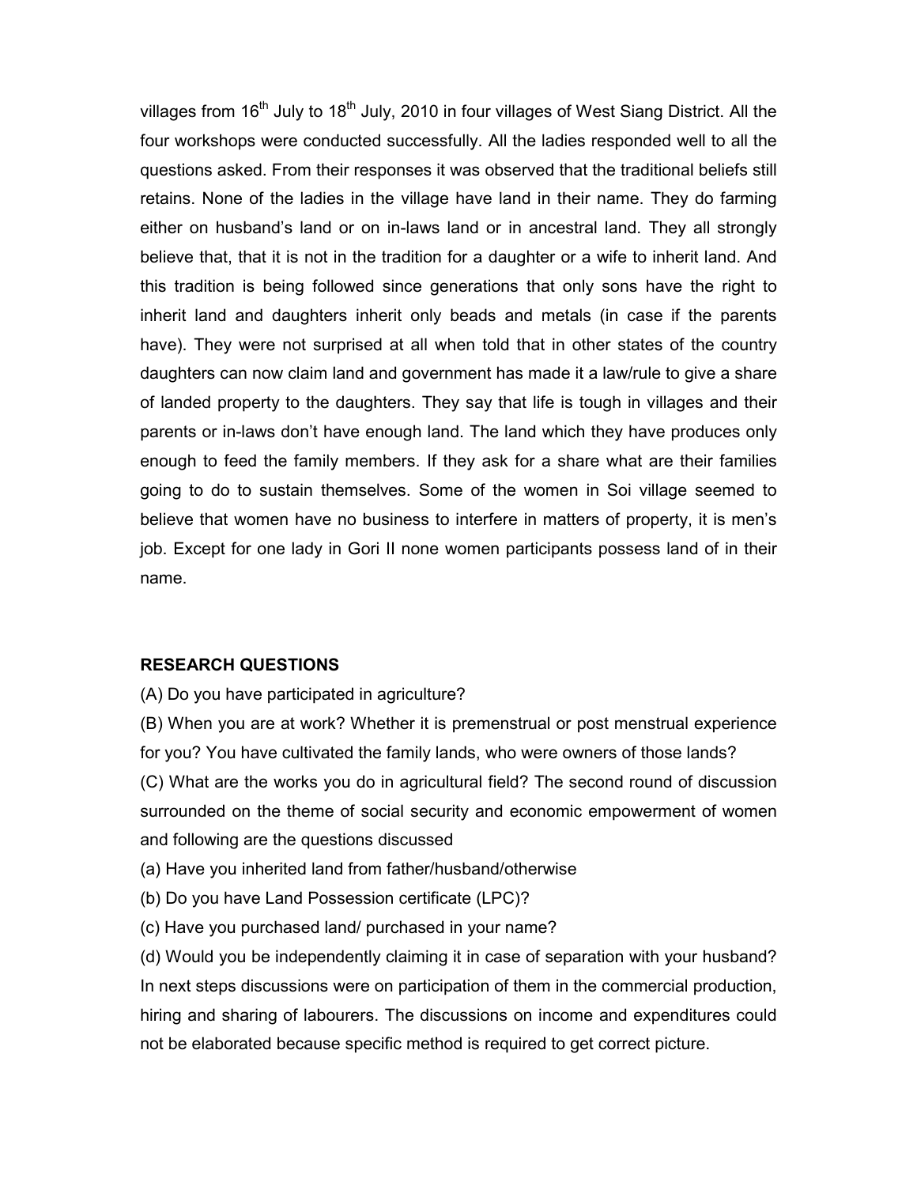villages from 16th July to 18th July, 2010 in four villages of West Siang District. All the four workshops were conducted successfully. All the ladies responded well to all the questions asked. From their responses it was observed that the traditional beliefs still retains. None of the ladies in the village have land in their name. They do farming either on husband's land or on in-laws land or in ancestral land. They all strongly believe that, that it is not in the tradition for a daughter or a wife to inherit land. And this tradition is being followed since generations that only sons have the right to inherit land and daughters inherit only beads and metals (in case if the parents have). They were not surprised at all when told that in other states of the country daughters can now claim land and government has made it a law/rule to give a share of landed property to the daughters. They say that life is tough in villages and their parents or in-laws don't have enough land. The land which they have produces only enough to feed the family members. If they ask for a share what are their families going to do to sustain themselves. Some of the women in Soi village seemed to believe that women have no business to interfere in matters of property, it is men's job. Except for one lady in Gori II none women participants possess land of in their name.

## RESEARCH QUESTIONS

(A) Do you have participated in agriculture?

(B) When you are at work? Whether it is premenstrual or post menstrual experience for you? You have cultivated the family lands, who were owners of those lands?

(C) What are the works you do in agricultural field? The second round of discussion surrounded on the theme of social security and economic empowerment of women and following are the questions discussed

(a) Have you inherited land from father/husband/otherwise

(b) Do you have Land Possession certificate (LPC)?

(c) Have you purchased land/ purchased in your name?

(d) Would you be independently claiming it in case of separation with your husband? In next steps discussions were on participation of them in the commercial production, hiring and sharing of labourers. The discussions on income and expenditures could not be elaborated because specific method is required to get correct picture.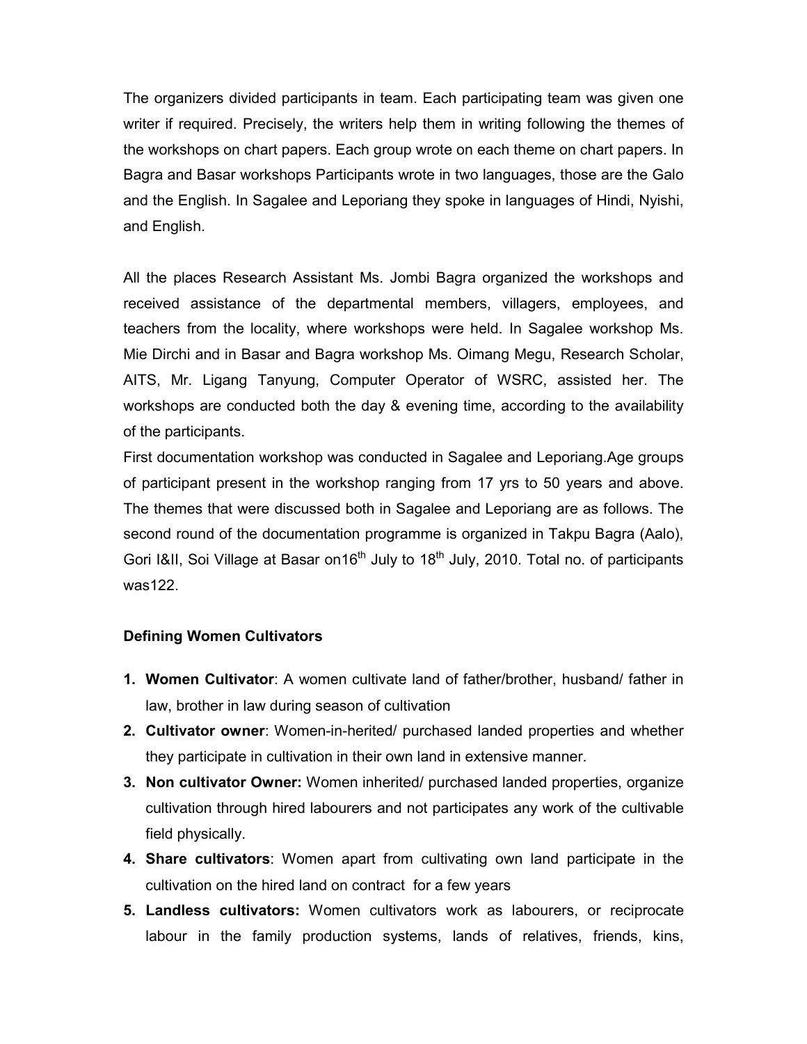The organizers divided participants in team. Each participating team was given one writer if required. Precisely, the writers help them in writing following the themes of the workshops on chart papers. Each group wrote on each theme on chart papers. In Bagra and Basar workshops Participants wrote in two languages, those are the Galo and the English. In Sagalee and Leporiang they spoke in languages of Hindi, Nyishi, and English.

All the places Research Assistant Ms. Jombi Bagra organized the workshops and received assistance of the departmental members, villagers, employees, and teachers from the locality, where workshops were held. In Sagalee workshop Ms. Mie Dirchi and in Basar and Bagra workshop Ms. Oimang Megu, Research Scholar, AITS, Mr. Ligang Tanyung, Computer Operator of WSRC, assisted her. The workshops are conducted both the day & evening time, according to the availability of the participants.
First documentation workshop was conducted in Sagalee and Leporiang.Age groups of participant present in the workshop ranging from 17 yrs to 50 years and above. The themes that were discussed both in Sagalee and Leporiang are as follows. The second round of the documentation programme is organized in Takpu Bagra (Aalo), Gori I&II, Soi Village at Basar on16th July to 18th July, 2010. Total no. of participants was122.

**Defining Women Cultivators**

1. **Women Cultivator**: A women cultivate land of father/brother, husband/ father in law, brother in law during season of cultivation
2. **Cultivator owner**: Women-in-herited/ purchased landed properties and whether they participate in cultivation in their own land in extensive manner.
3. **Non cultivator Owner:** Women inherited/ purchased landed properties, organize cultivation through hired labourers and not participates any work of the cultivable field physically.
4. **Share cultivators**: Women apart from cultivating own land participate in the cultivation on the hired land on contract for a few years
5. **Landless cultivators:** Women cultivators work as labourers, or reciprocate labour in the family production systems, lands of relatives, friends, kins,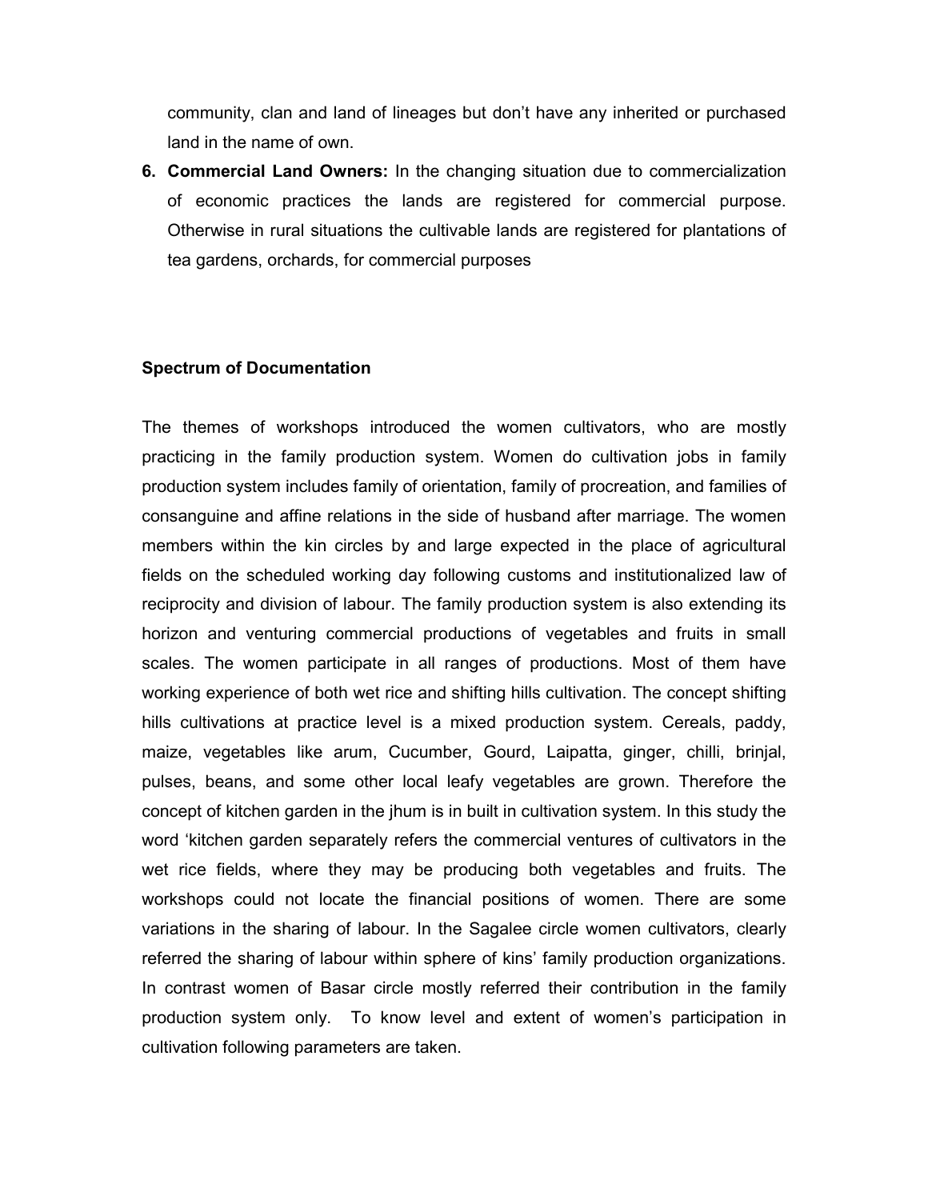community, clan and land of lineages but don't have any inherited or purchased land in the name of own.

6. **Commercial Land Owners:** In the changing situation due to commercialization of economic practices the lands are registered for commercial purpose. Otherwise in rural situations the cultivable lands are registered for plantations of tea gardens, orchards, for commercial purposes

### Spectrum of Documentation

The themes of workshops introduced the women cultivators, who are mostly practicing in the family production system. Women do cultivation jobs in family production system includes family of orientation, family of procreation, and families of consanguine and affine relations in the side of husband after marriage. The women members within the kin circles by and large expected in the place of agricultural fields on the scheduled working day following customs and institutionalized law of reciprocity and division of labour. The family production system is also extending its horizon and venturing commercial productions of vegetables and fruits in small scales. The women participate in all ranges of productions. Most of them have working experience of both wet rice and shifting hills cultivation. The concept shifting hills cultivations at practice level is a mixed production system. Cereals, paddy, maize, vegetables like arum, Cucumber, Gourd, Laipatta, ginger, chilli, brinjal, pulses, beans, and some other local leafy vegetables are grown. Therefore the concept of kitchen garden in the jhum is in built in cultivation system. In this study the word 'kitchen garden separately refers the commercial ventures of cultivators in the wet rice fields, where they may be producing both vegetables and fruits. The workshops could not locate the financial positions of women. There are some variations in the sharing of labour. In the Sagalee circle women cultivators, clearly referred the sharing of labour within sphere of kins' family production organizations. In contrast women of Basar circle mostly referred their contribution in the family production system only. To know level and extent of women's participation in cultivation following parameters are taken.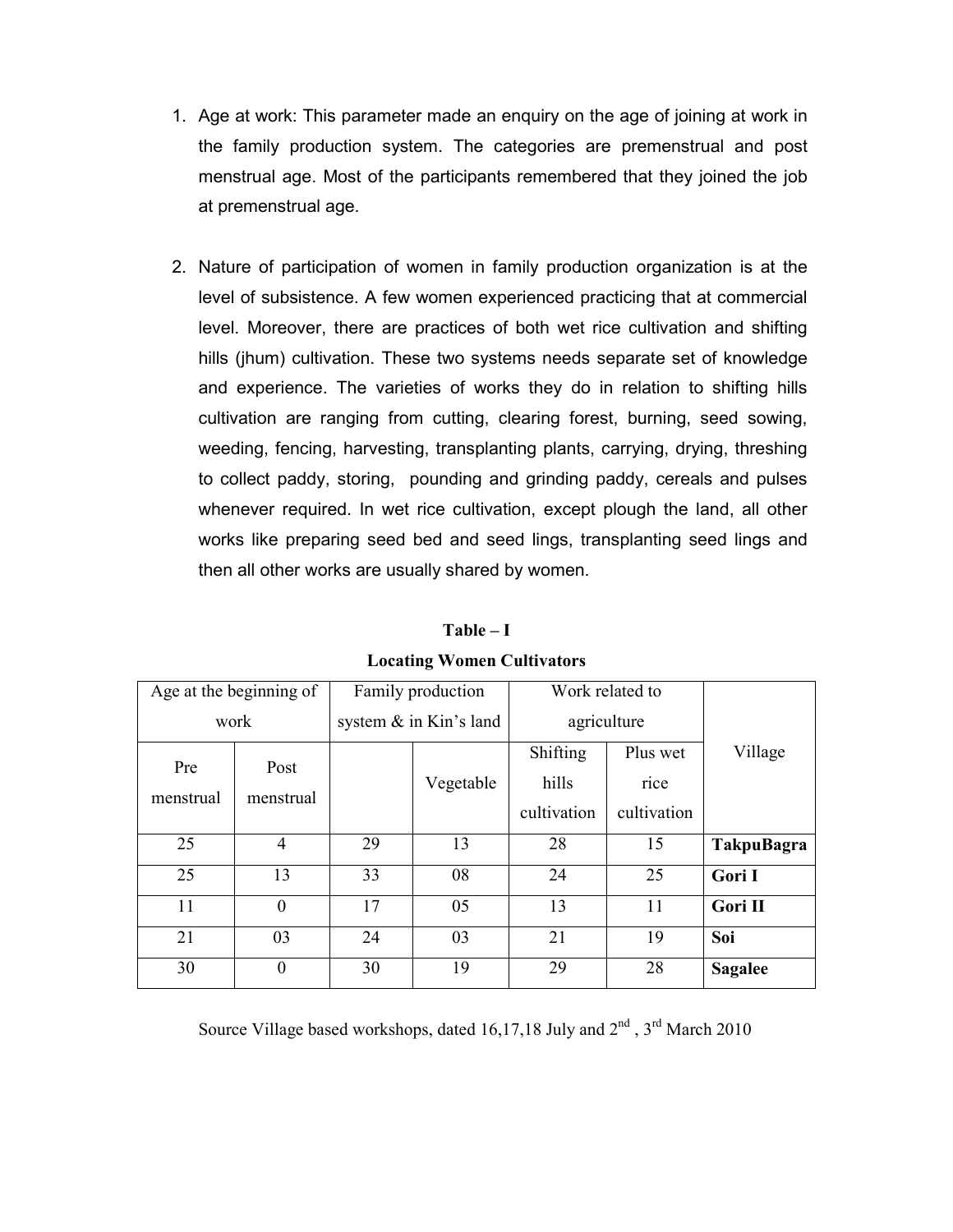1. Age at work: This parameter made an enquiry on the age of joining at work in the family production system. The categories are premenstrual and post menstrual age. Most of the participants remembered that they joined the job at premenstrual age.

2. Nature of participation of women in family production organization is at the level of subsistence. A few women experienced practicing that at commercial level. Moreover, there are practices of both wet rice cultivation and shifting hills (jhum) cultivation. These two systems needs separate set of knowledge and experience. The varieties of works they do in relation to shifting hills cultivation are ranging from cutting, clearing forest, burning, seed sowing, weeding, fencing, harvesting, transplanting plants, carrying, drying, threshing to collect paddy, storing, pounding and grinding paddy, cereals and pulses whenever required. In wet rice cultivation, except plough the land, all other works like preparing seed bed and seed lings, transplanting seed lings and then all other works are usually shared by women.

**Table – I**

**Locating Women Cultivators**

| Age at the beginning of work | | Family production system & in Kin's land | | Work related to agriculture | | Village |
|---|---|---|---|---|---|---|
| Pre menstrual | Post menstrual | | Vegetable | Shifting hills cultivation | Plus wet rice cultivation | |
| 25 | 4 | 29 | 13 | 28 | 15 | **TakpuBagra** |
| 25 | 13 | 33 | 08 | 24 | 25 | **Gori I** |
| 11 | 0 | 17 | 05 | 13 | 11 | **Gori II** |
| 21 | 03 | 24 | 03 | 21 | 19 | **Soi** |
| 30 | 0 | 30 | 19 | 29 | 28 | **Sagalee** |

Source Village based workshops, dated 16,17,18 July and 2nd , 3rd March 2010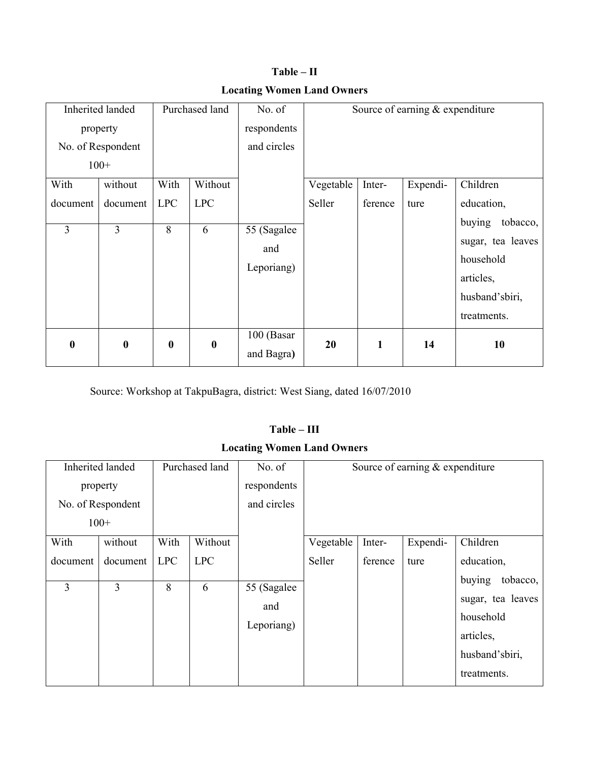**Table – II**

**Locating Women Land Owners**

| Inherited landed property No. of Respondent 100+ | | Purchased land | | No. of respondents and circles | Source of earning & expenditure | | | |
|---|---|---|---|---|---|---|---|---|
| With document | without document | With LPC | Without LPC | | Vegetable Seller | Inter-ference | Expendi-ture | Children education, buying tobacco, sugar, tea leaves household articles, husband'sbiri, treatments. |
| 3 | 3 | 8 | 6 | 55 (Sagalee and Leporiang) | | | | |
| **0** | **0** | **0** | **0** | 100 (Basar and Bagra**)** | **20** | **1** | **14** | **10** |

Source: Workshop at TakpuBagra, district: West Siang, dated 16/07/2010

**Table – III**

**Locating Women Land Owners**

| Inherited landed property No. of Respondent 100+ | | Purchased land | | No. of respondents and circles | Source of earning & expenditure | | | |
|---|---|---|---|---|---|---|---|---|
| With document | without document | With LPC | Without LPC | | Vegetable Seller | Inter-ference | Expendi-ture | Children education, buying tobacco, sugar, tea leaves household articles, husband'sbiri, treatments. |
| 3 | 3 | 8 | 6 | 55 (Sagalee and Leporiang) | | | | |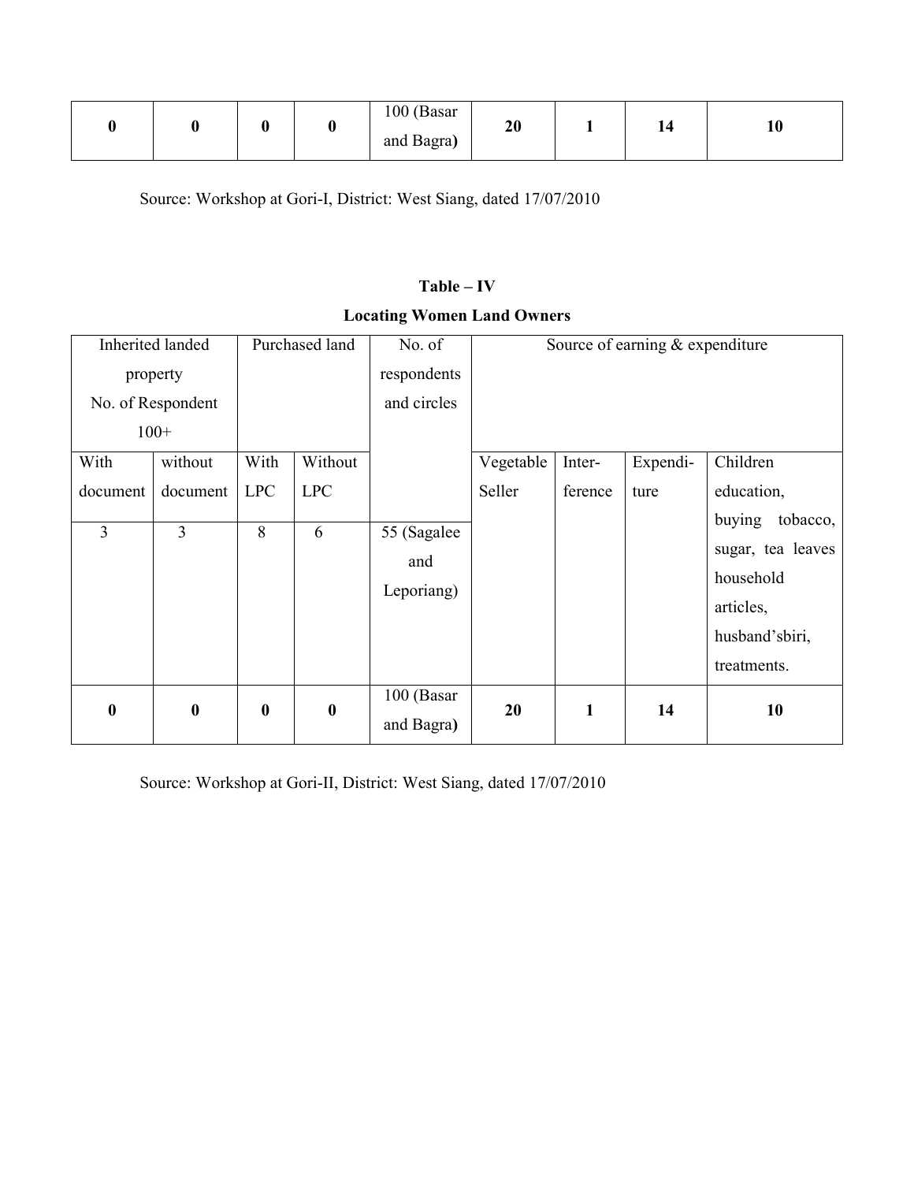| 0 | 0 | 0 | 0 | 100 (Basar and Bagra**)** | 20 | 1 | 14 | 10 |
|---|---|---|---|---|---|---|---|---|

Source: Workshop at Gori-I, District: West Siang, dated 17/07/2010

**Table – IV**

**Locating Women Land Owners**

| Inherited landed property No. of Respondent 100+ | | Purchased land | | No. of respondents and circles | Source of earning & expenditure | | | |
|---|---|---|---|---|---|---|---|---|
| With document | without document | With LPC | Without LPC | | Vegetable Seller | Inter-ference | Expendi-ture | Children education, buying tobacco, sugar, tea leaves household articles, husband'sbiri, treatments. |
| 3 | 3 | 8 | 6 | 55 (Sagalee and Leporiang) | | | | |
| **0** | **0** | **0** | **0** | 100 (Basar and Bagra**)** | **20** | **1** | **14** | **10** |

Source: Workshop at Gori-II, District: West Siang, dated 17/07/2010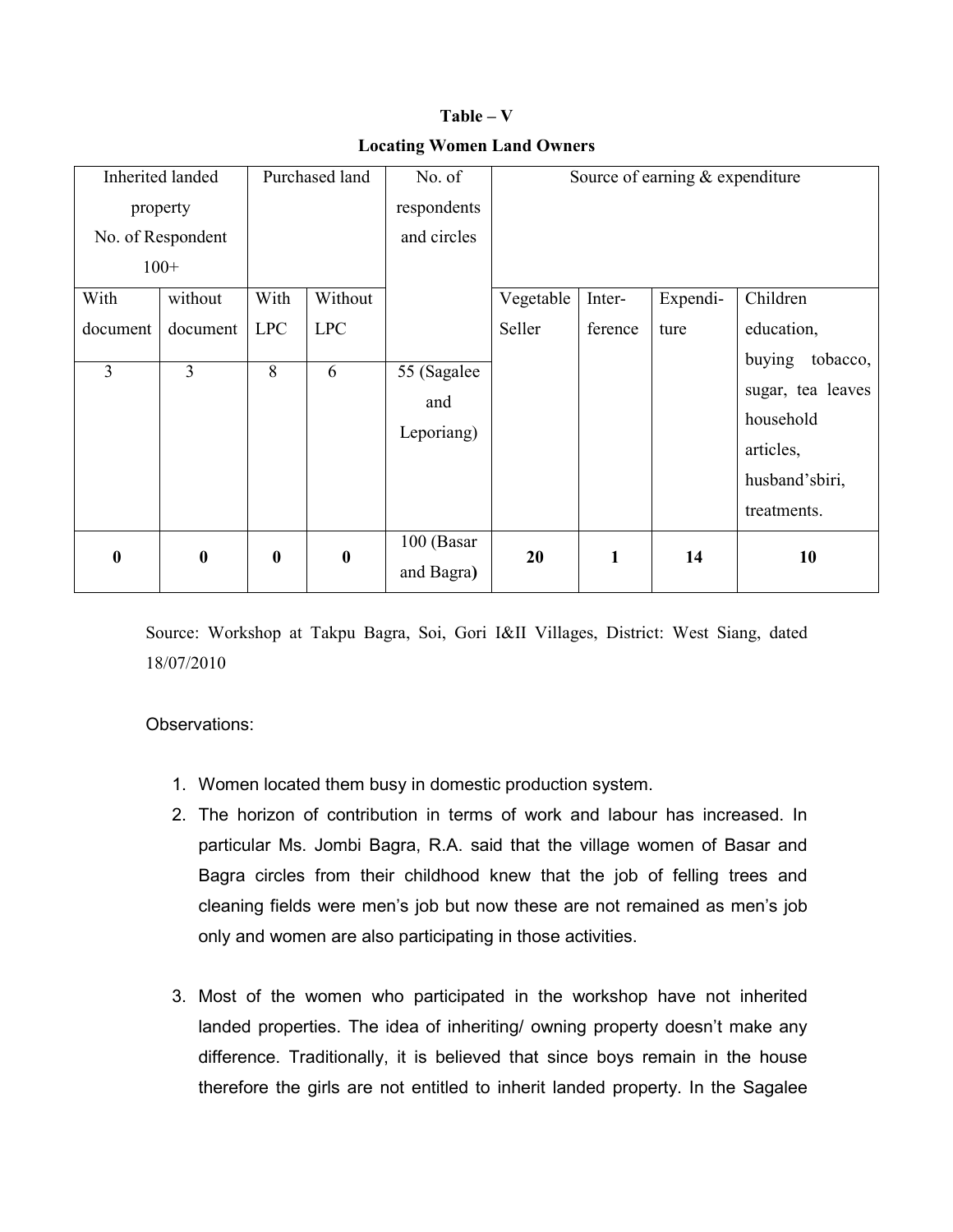**Table – V**

**Locating Women Land Owners**

| Inherited landed property No. of Respondent 100+ | | Purchased land | | No. of respondents and circles | Source of earning & expenditure | | | |
|---|---|---|---|---|---|---|---|---|
| With document | without document | With LPC | Without LPC | | Vegetable Seller | Inter-ference | Expendi-ture | Children education, buying tobacco, sugar, tea leaves household articles, husband'sbiri, treatments. |
| 3 | 3 | 8 | 6 | 55 (Sagalee and Leporiang) | | | | |
| **0** | **0** | **0** | **0** | 100 (Basar and Bagra**)** | **20** | **1** | **14** | **10** |

Source: Workshop at Takpu Bagra, Soi, Gori I&II Villages, District: West Siang, dated 18/07/2010

Observations:

1. Women located them busy in domestic production system.
2. The horizon of contribution in terms of work and labour has increased. In particular Ms. Jombi Bagra, R.A. said that the village women of Basar and Bagra circles from their childhood knew that the job of felling trees and cleaning fields were men's job but now these are not remained as men's job only and women are also participating in those activities.

3. Most of the women who participated in the workshop have not inherited landed properties. The idea of inheriting/ owning property doesn't make any difference. Traditionally, it is believed that since boys remain in the house therefore the girls are not entitled to inherit landed property. In the Sagalee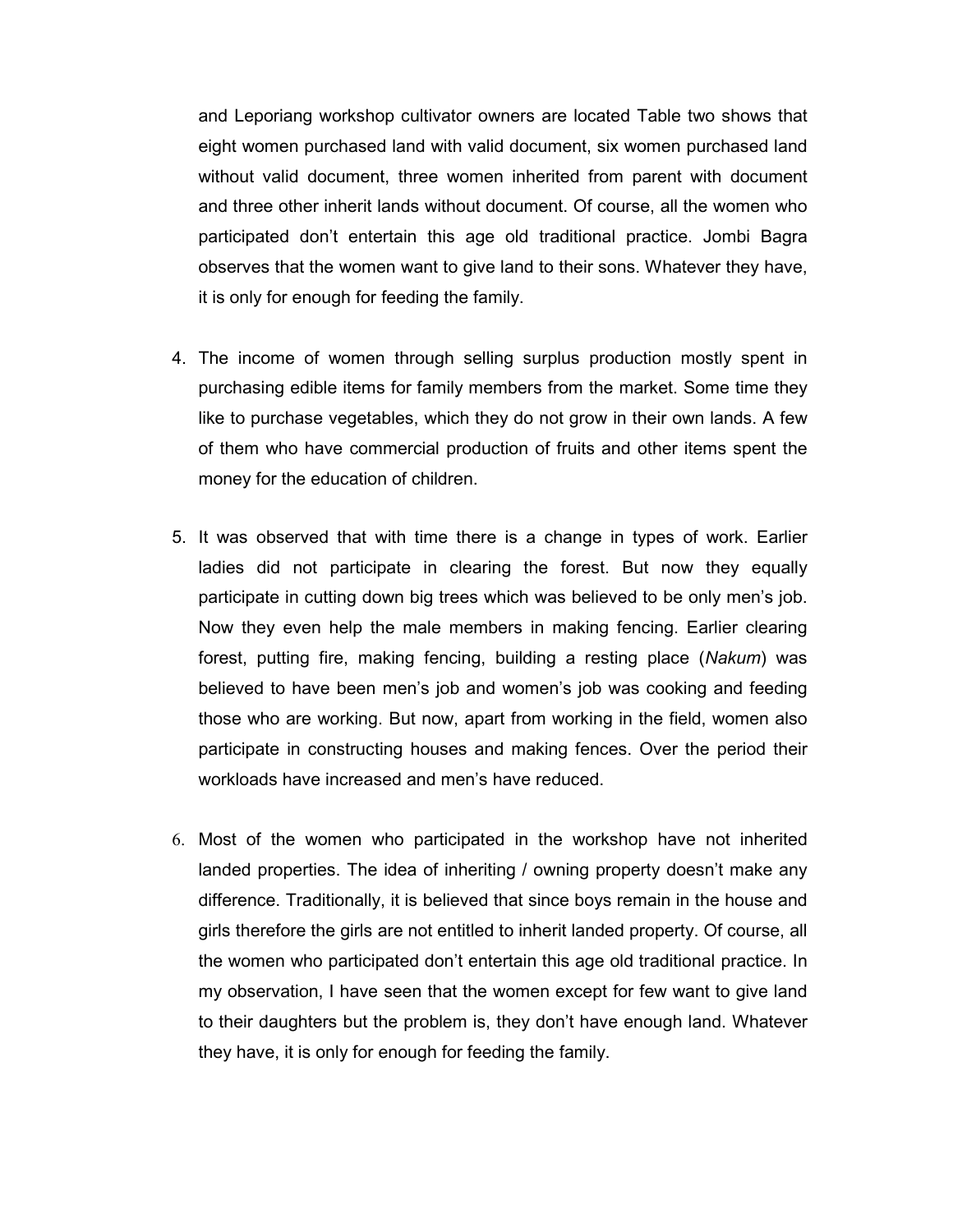and Leporiang workshop cultivator owners are located Table two shows that eight women purchased land with valid document, six women purchased land without valid document, three women inherited from parent with document and three other inherit lands without document. Of course, all the women who participated don't entertain this age old traditional practice. Jombi Bagra observes that the women want to give land to their sons. Whatever they have, it is only for enough for feeding the family.

4. The income of women through selling surplus production mostly spent in purchasing edible items for family members from the market. Some time they like to purchase vegetables, which they do not grow in their own lands. A few of them who have commercial production of fruits and other items spent the money for the education of children.

5. It was observed that with time there is a change in types of work. Earlier ladies did not participate in clearing the forest. But now they equally participate in cutting down big trees which was believed to be only men's job. Now they even help the male members in making fencing. Earlier clearing forest, putting fire, making fencing, building a resting place (*Nakum*) was believed to have been men's job and women's job was cooking and feeding those who are working. But now, apart from working in the field, women also participate in constructing houses and making fences. Over the period their workloads have increased and men's have reduced.

6. Most of the women who participated in the workshop have not inherited landed properties. The idea of inheriting / owning property doesn't make any difference. Traditionally, it is believed that since boys remain in the house and girls therefore the girls are not entitled to inherit landed property. Of course, all the women who participated don't entertain this age old traditional practice. In my observation, I have seen that the women except for few want to give land to their daughters but the problem is, they don't have enough land. Whatever they have, it is only for enough for feeding the family.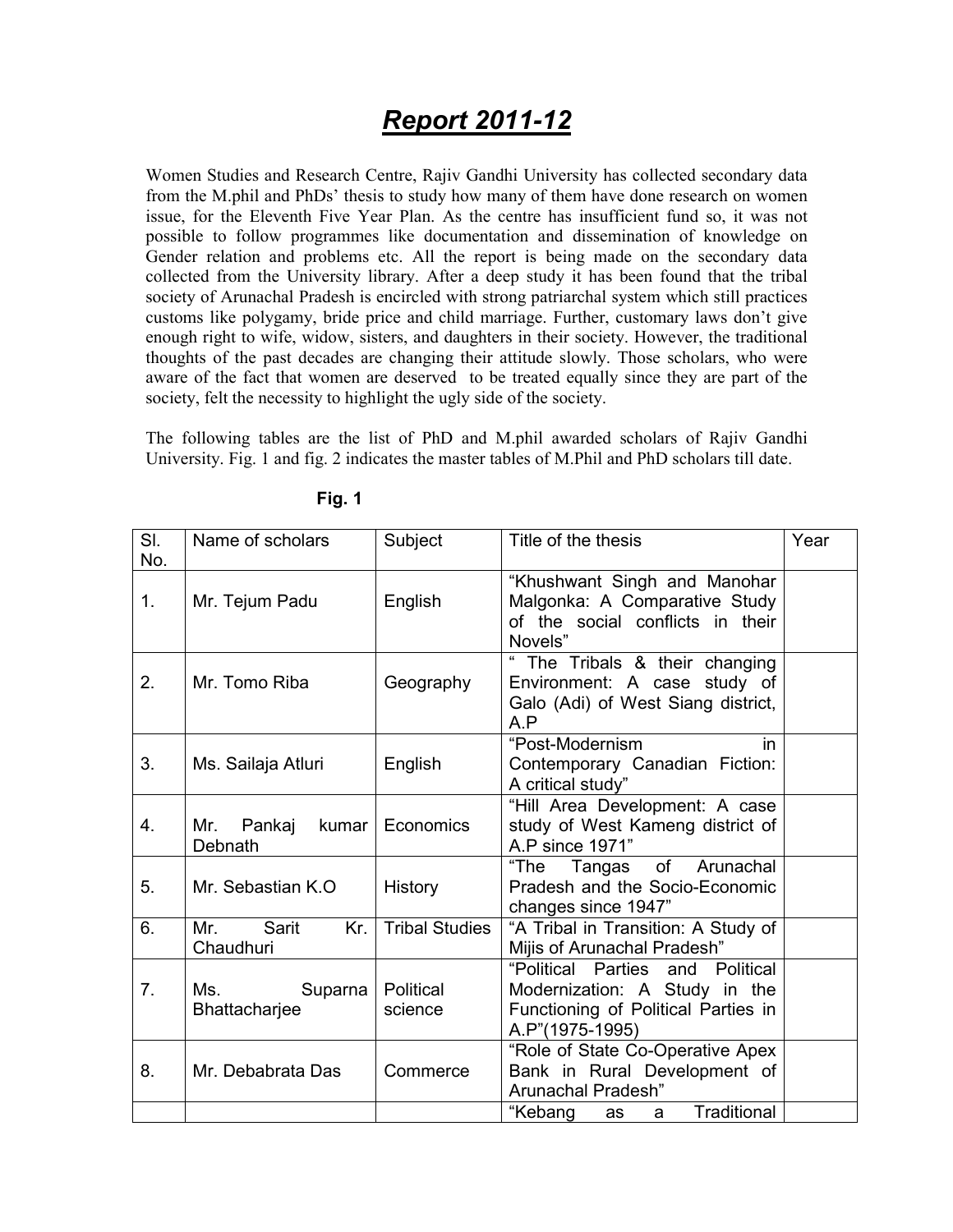# *Report 2011-12*

Women Studies and Research Centre, Rajiv Gandhi University has collected secondary data from the M.phil and PhDs' thesis to study how many of them have done research on women issue, for the Eleventh Five Year Plan. As the centre has insufficient fund so, it was not possible to follow programmes like documentation and dissemination of knowledge on Gender relation and problems etc. All the report is being made on the secondary data collected from the University library. After a deep study it has been found that the tribal society of Arunachal Pradesh is encircled with strong patriarchal system which still practices customs like polygamy, bride price and child marriage. Further, customary laws don't give enough right to wife, widow, sisters, and daughters in their society. However, the traditional thoughts of the past decades are changing their attitude slowly. Those scholars, who were aware of the fact that women are deserved to be treated equally since they are part of the society, felt the necessity to highlight the ugly side of the society.

The following tables are the list of PhD and M.phil awarded scholars of Rajiv Gandhi University. Fig. 1 and fig. 2 indicates the master tables of M.Phil and PhD scholars till date.

**Fig. 1**

| Sl. No. | Name of scholars | Subject | Title of the thesis | Year |
|---|---|---|---|---|
| 1. | Mr. Tejum Padu | English | "Khushwant Singh and Manohar Malgonka: A Comparative Study of the social conflicts in their Novels" | |
| 2. | Mr. Tomo Riba | Geography | " The Tribals & their changing Environment: A case study of Galo (Adi) of West Siang district, A.P | |
| 3. | Ms. Sailaja Atluri | English | "Post-Modernism in Contemporary Canadian Fiction: A critical study" | |
| 4. | Mr. Pankaj kumar Debnath | Economics | "Hill Area Development: A case study of West Kameng district of A.P since 1971" | |
| 5. | Mr. Sebastian K.O | History | "The Tangas of Arunachal Pradesh and the Socio-Economic changes since 1947" | |
| 6. | Mr. Sarit Kr. Chaudhuri | Tribal Studies | "A Tribal in Transition: A Study of Mijis of Arunachal Pradesh" | |
| 7. | Ms. Suparna Bhattacharjee | Political science | "Political Parties and Political Modernization: A Study in the Functioning of Political Parties in A.P"(1975-1995) | |
| 8. | Mr. Debabrata Das | Commerce | "Role of State Co-Operative Apex Bank in Rural Development of Arunachal Pradesh" | |
| | | | "Kebang as a Traditional | |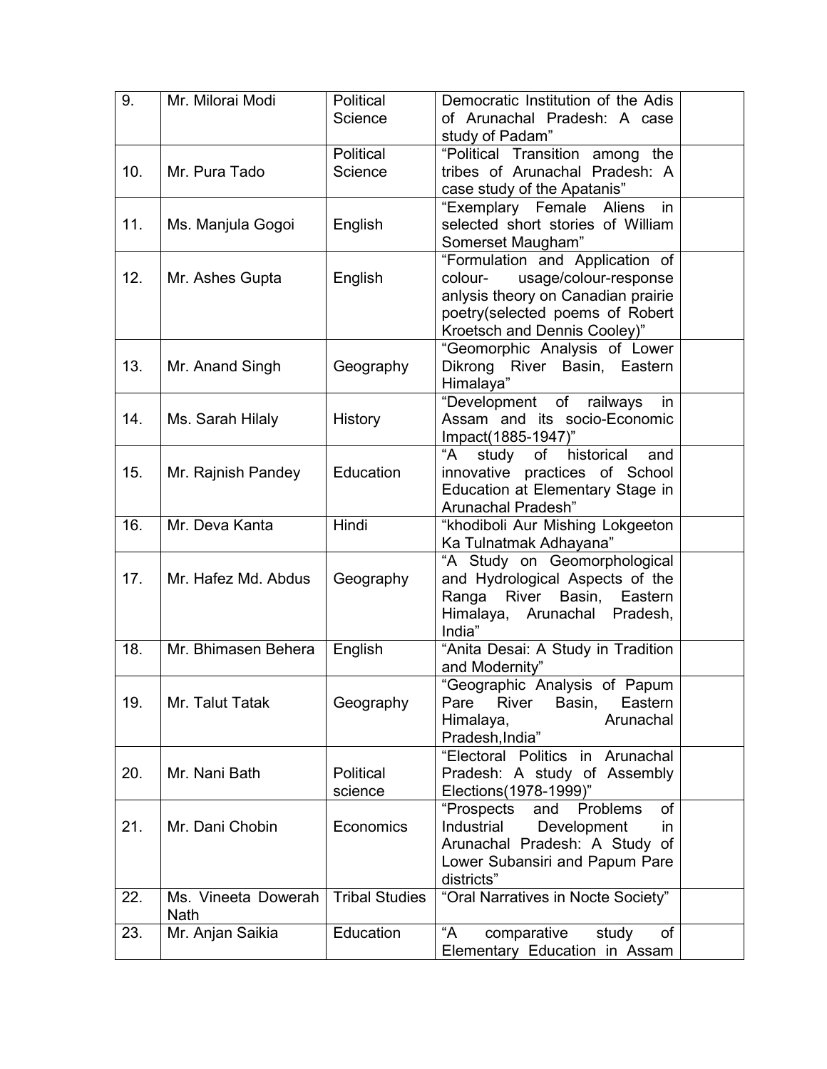| 9. | Mr. Milorai Modi | Political Science | Democratic Institution of the Adis of Arunachal Pradesh: A case study of Padam" | |
|---|---|---|---|---|
| 10. | Mr. Pura Tado | Political Science | "Political Transition among the tribes of Arunachal Pradesh: A case study of the Apatanis" | |
| 11. | Ms. Manjula Gogoi | English | "Exemplary Female Aliens in selected short stories of William Somerset Maugham" | |
| 12. | Mr. Ashes Gupta | English | "Formulation and Application of colour- usage/colour-response anlysis theory on Canadian prairie poetry(selected poems of Robert Kroetsch and Dennis Cooley)" | |
| 13. | Mr. Anand Singh | Geography | "Geomorphic Analysis of Lower Dikrong River Basin, Eastern Himalaya" | |
| 14. | Ms. Sarah Hilaly | History | "Development of railways in Assam and its socio-Economic Impact(1885-1947)" | |
| 15. | Mr. Rajnish Pandey | Education | "A study of historical and innovative practices of School Education at Elementary Stage in Arunachal Pradesh" | |
| 16. | Mr. Deva Kanta | Hindi | "khodiboli Aur Mishing Lokgeeton Ka Tulnatmak Adhayana" | |
| 17. | Mr. Hafez Md. Abdus | Geography | "A Study on Geomorphological and Hydrological Aspects of the Ranga River Basin, Eastern Himalaya, Arunachal Pradesh, India" | |
| 18. | Mr. Bhimasen Behera | English | "Anita Desai: A Study in Tradition and Modernity" | |
| 19. | Mr. Talut Tatak | Geography | "Geographic Analysis of Papum Pare River Basin, Eastern Himalaya, Arunachal Pradesh,India" | |
| 20. | Mr. Nani Bath | Political science | "Electoral Politics in Arunachal Pradesh: A study of Assembly Elections(1978-1999)" | |
| 21. | Mr. Dani Chobin | Economics | "Prospects and Problems of Industrial Development in Arunachal Pradesh: A Study of Lower Subansiri and Papum Pare districts" | |
| 22. | Ms. Vineeta Dowerah Nath | Tribal Studies | "Oral Narratives in Nocte Society" | |
| 23. | Mr. Anjan Saikia | Education | "A comparative study of Elementary Education in Assam | |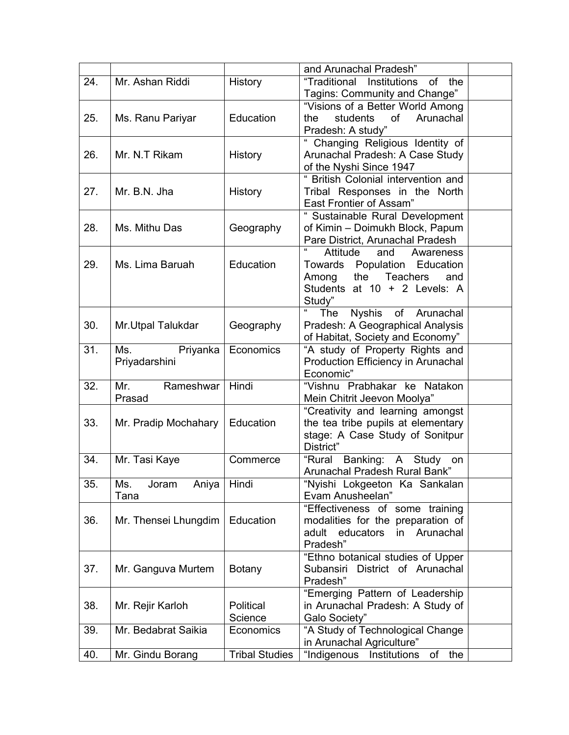| | | | | |
|---|---|---|---|---|
| | | | and Arunachal Pradesh" | |
| 24. | Mr. Ashan Riddi | History | "Traditional Institutions of the Tagins: Community and Change" | |
| 25. | Ms. Ranu Pariyar | Education | "Visions of a Better World Among the students of Arunachal Pradesh: A study" | |
| 26. | Mr. N.T Rikam | History | " Changing Religious Identity of Arunachal Pradesh: A Case Study of the Nyshi Since 1947 | |
| 27. | Mr. B.N. Jha | History | " British Colonial intervention and Tribal Responses in the North East Frontier of Assam" | |
| 28. | Ms. Mithu Das | Geography | " Sustainable Rural Development of Kimin – Doimukh Block, Papum Pare District, Arunachal Pradesh | |
| 29. | Ms. Lima Baruah | Education | " Attitude and Awareness Towards Population Education Among the Teachers and Students at 10 + 2 Levels: A Study" | |
| 30. | Mr.Utpal Talukdar | Geography | " The Nyshis of Arunachal Pradesh: A Geographical Analysis of Habitat, Society and Economy" | |
| 31. | Ms. Priyanka Priyadarshini | Economics | "A study of Property Rights and Production Efficiency in Arunachal Economic" | |
| 32. | Mr. Rameshwar Prasad | Hindi | "Vishnu Prabhakar ke Natakon Mein Chitrit Jeevon Moolya" | |
| 33. | Mr. Pradip Mochahary | Education | "Creativity and learning amongst the tea tribe pupils at elementary stage: A Case Study of Sonitpur District" | |
| 34. | Mr. Tasi Kaye | Commerce | "Rural Banking: A Study on Arunachal Pradesh Rural Bank" | |
| 35. | Ms. Joram Aniya Tana | Hindi | "Nyishi Lokgeeton Ka Sankalan Evam Anusheelan" | |
| 36. | Mr. Thensei Lhungdim | Education | "Effectiveness of some training modalities for the preparation of adult educators in Arunachal Pradesh" | |
| 37. | Mr. Ganguva Murtem | Botany | "Ethno botanical studies of Upper Subansiri District of Arunachal Pradesh" | |
| 38. | Mr. Rejir Karloh | Political Science | "Emerging Pattern of Leadership in Arunachal Pradesh: A Study of Galo Society" | |
| 39. | Mr. Bedabrat Saikia | Economics | "A Study of Technological Change in Arunachal Agriculture" | |
| 40. | Mr. Gindu Borang | Tribal Studies | "Indigenous Institutions of the | |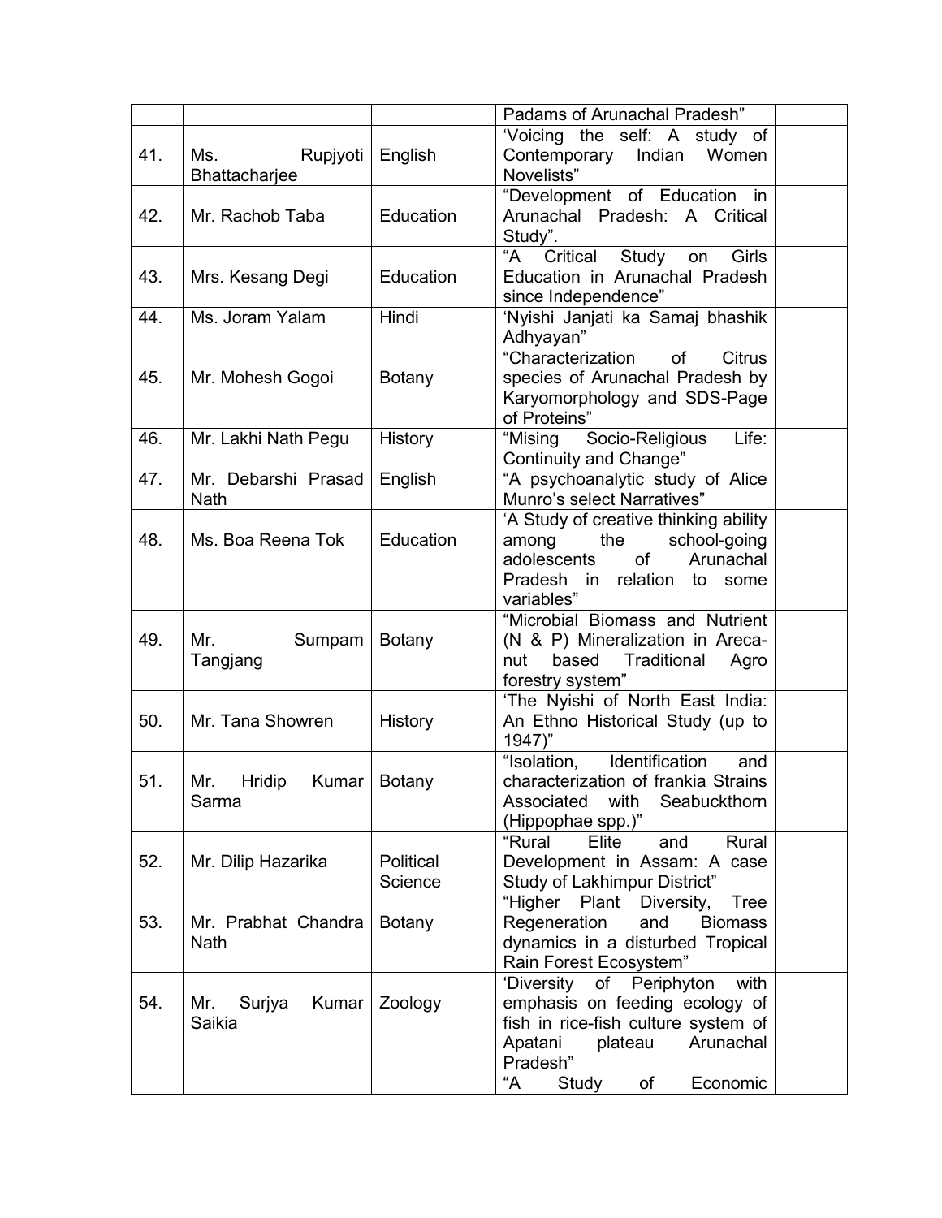| | | | | |
|---|---|---|---|---|
| | | | Padams of Arunachal Pradesh” | |
| 41. | Ms. Rupjyoti Bhattacharjee | English | ‘Voicing the self: A study of Contemporary Indian Women Novelists” | |
| 42. | Mr. Rachob Taba | Education | “Development of Education in Arunachal Pradesh: A Critical Study”. | |
| 43. | Mrs. Kesang Degi | Education | “A Critical Study on Girls Education in Arunachal Pradesh since Independence” | |
| 44. | Ms. Joram Yalam | Hindi | ‘Nyishi Janjati ka Samaj bhashik Adhyayan” | |
| 45. | Mr. Mohesh Gogoi | Botany | “Characterization of Citrus species of Arunachal Pradesh by Karyomorphology and SDS-Page of Proteins” | |
| 46. | Mr. Lakhi Nath Pegu | History | “Mising Socio-Religious Life: Continuity and Change” | |
| 47. | Mr. Debarshi Prasad Nath | English | “A psychoanalytic study of Alice Munro’s select Narratives” | |
| 48. | Ms. Boa Reena Tok | Education | ‘A Study of creative thinking ability among the school-going adolescents of Arunachal Pradesh in relation to some variables” | |
| 49. | Mr. Sumpam Tangjang | Botany | “Microbial Biomass and Nutrient (N & P) Mineralization in Areca-nut based Traditional Agro forestry system” | |
| 50. | Mr. Tana Showren | History | ‘The Nyishi of North East India: An Ethno Historical Study (up to 1947)” | |
| 51. | Mr. Hridip Kumar Sarma | Botany | “Isolation, Identification and characterization of frankia Strains Associated with Seabuckthorn (Hippophae spp.)” | |
| 52. | Mr. Dilip Hazarika | Political Science | “Rural Elite and Rural Development in Assam: A case Study of Lakhimpur District” | |
| 53. | Mr. Prabhat Chandra Nath | Botany | “Higher Plant Diversity, Tree Regeneration and Biomass dynamics in a disturbed Tropical Rain Forest Ecosystem” | |
| 54. | Mr. Surjya Kumar Saikia | Zoology | ‘Diversity of Periphyton with emphasis on feeding ecology of fish in rice-fish culture system of Apatani plateau Arunachal Pradesh” | |
| | | | “A Study of Economic | |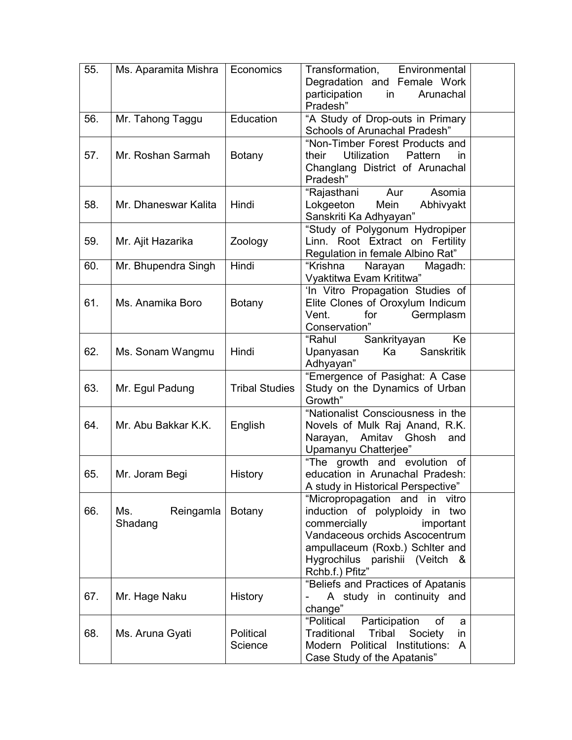| 55. | Ms. Aparamita Mishra | Economics | Transformation, Environmental Degradation and Female Work participation in Arunachal Pradesh” | |
|---|---|---|---|---|
| 56. | Mr. Tahong Taggu | Education | “A Study of Drop-outs in Primary Schools of Arunachal Pradesh” | |
| 57. | Mr. Roshan Sarmah | Botany | “Non-Timber Forest Products and their Utilization Pattern in Changlang District of Arunachal Pradesh” | |
| 58. | Mr. Dhaneswar Kalita | Hindi | “Rajasthani Aur Asomia Lokgeeton Mein Abhivyakt Sanskriti Ka Adhyayan” | |
| 59. | Mr. Ajit Hazarika | Zoology | “Study of Polygonum Hydropiper Linn. Root Extract on Fertility Regulation in female Albino Rat” | |
| 60. | Mr. Bhupendra Singh | Hindi | “Krishna Narayan Magadh: Vyaktitwa Evam Krititwa” | |
| 61. | Ms. Anamika Boro | Botany | ‘In Vitro Propagation Studies of Elite Clones of Oroxylum Indicum Vent. for Germplasm Conservation” | |
| 62. | Ms. Sonam Wangmu | Hindi | “Rahul Sankrityayan Ke Upanyasan Ka Sanskritik Adhyayan” | |
| 63. | Mr. Egul Padung | Tribal Studies | “Emergence of Pasighat: A Case Study on the Dynamics of Urban Growth” | |
| 64. | Mr. Abu Bakkar K.K. | English | “Nationalist Consciousness in the Novels of Mulk Raj Anand, R.K. Narayan, Amitav Ghosh and Upamanyu Chatterjee” | |
| 65. | Mr. Joram Begi | History | “The growth and evolution of education in Arunachal Pradesh: A study in Historical Perspective” | |
| 66. | Ms. Reingamla Shadang | Botany | “Micropropagation and in vitro induction of polyploidy in two commercially important Vandaceous orchids Ascocentrum ampullaceum (Roxb.) Schlter and Hygrochilus parishii (Veitch & Rchb.f.) Pfitz” | |
| 67. | Mr. Hage Naku | History | “Beliefs and Practices of Apatanis - A study in continuity and change” | |
| 68. | Ms. Aruna Gyati | Political Science | “Political Participation of a Traditional Tribal Society in Modern Political Institutions: A Case Study of the Apatanis” | |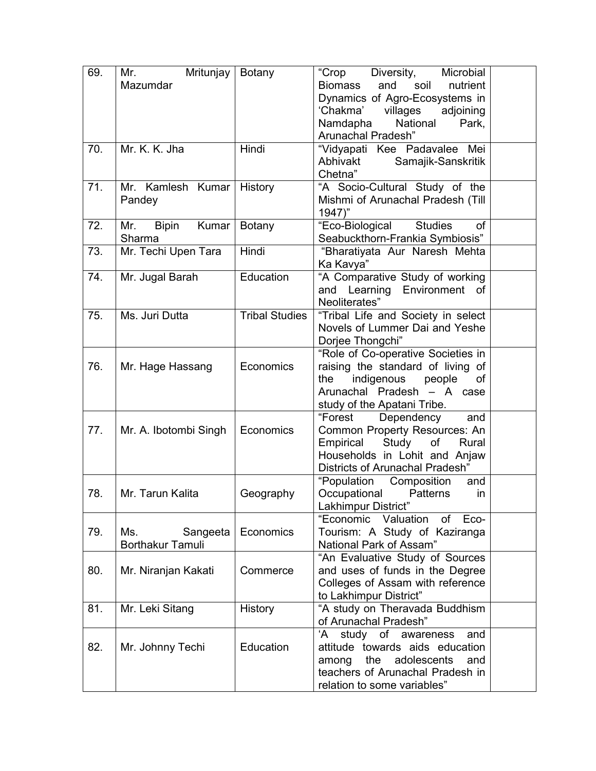| 69. | Mr. Mritunjay Mazumdar | Botany | "Crop Diversity, Microbial Biomass and soil nutrient Dynamics of Agro-Ecosystems in 'Chakma' villages adjoining Namdapha National Park, Arunachal Pradesh" | |
|---|---|---|---|---|
| 70. | Mr. K. K. Jha | Hindi | "Vidyapati Kee Padavalee Mei Abhivakt Samajik-Sanskritik Chetna" | |
| 71. | Mr. Kamlesh Kumar Pandey | History | "A Socio-Cultural Study of the Mishmi of Arunachal Pradesh (Till 1947)" | |
| 72. | Mr. Bipin Kumar Sharma | Botany | "Eco-Biological Studies of Seabuckthorn-Frankia Symbiosis" | |
| 73. | Mr. Techi Upen Tara | Hindi | "Bharatiyata Aur Naresh Mehta Ka Kavya" | |
| 74. | Mr. Jugal Barah | Education | "A Comparative Study of working and Learning Environment of Neoliterates" | |
| 75. | Ms. Juri Dutta | Tribal Studies | "Tribal Life and Society in select Novels of Lummer Dai and Yeshe Dorjee Thongchi" | |
| 76. | Mr. Hage Hassang | Economics | "Role of Co-operative Societies in raising the standard of living of the indigenous people of Arunachal Pradesh – A case study of the Apatani Tribe. | |
| 77. | Mr. A. Ibotombi Singh | Economics | "Forest Dependency and Common Property Resources: An Empirical Study of Rural Households in Lohit and Anjaw Districts of Arunachal Pradesh" | |
| 78. | Mr. Tarun Kalita | Geography | "Population Composition and Occupational Patterns in Lakhimpur District" | |
| 79. | Ms. Sangeeta Borthakur Tamuli | Economics | "Economic Valuation of Eco-Tourism: A Study of Kaziranga National Park of Assam" | |
| 80. | Mr. Niranjan Kakati | Commerce | "An Evaluative Study of Sources and uses of funds in the Degree Colleges of Assam with reference to Lakhimpur District" | |
| 81. | Mr. Leki Sitang | History | "A study on Theravada Buddhism of Arunachal Pradesh" | |
| 82. | Mr. Johnny Techi | Education | 'A study of awareness and attitude towards aids education among the adolescents and teachers of Arunachal Pradesh in relation to some variables" | |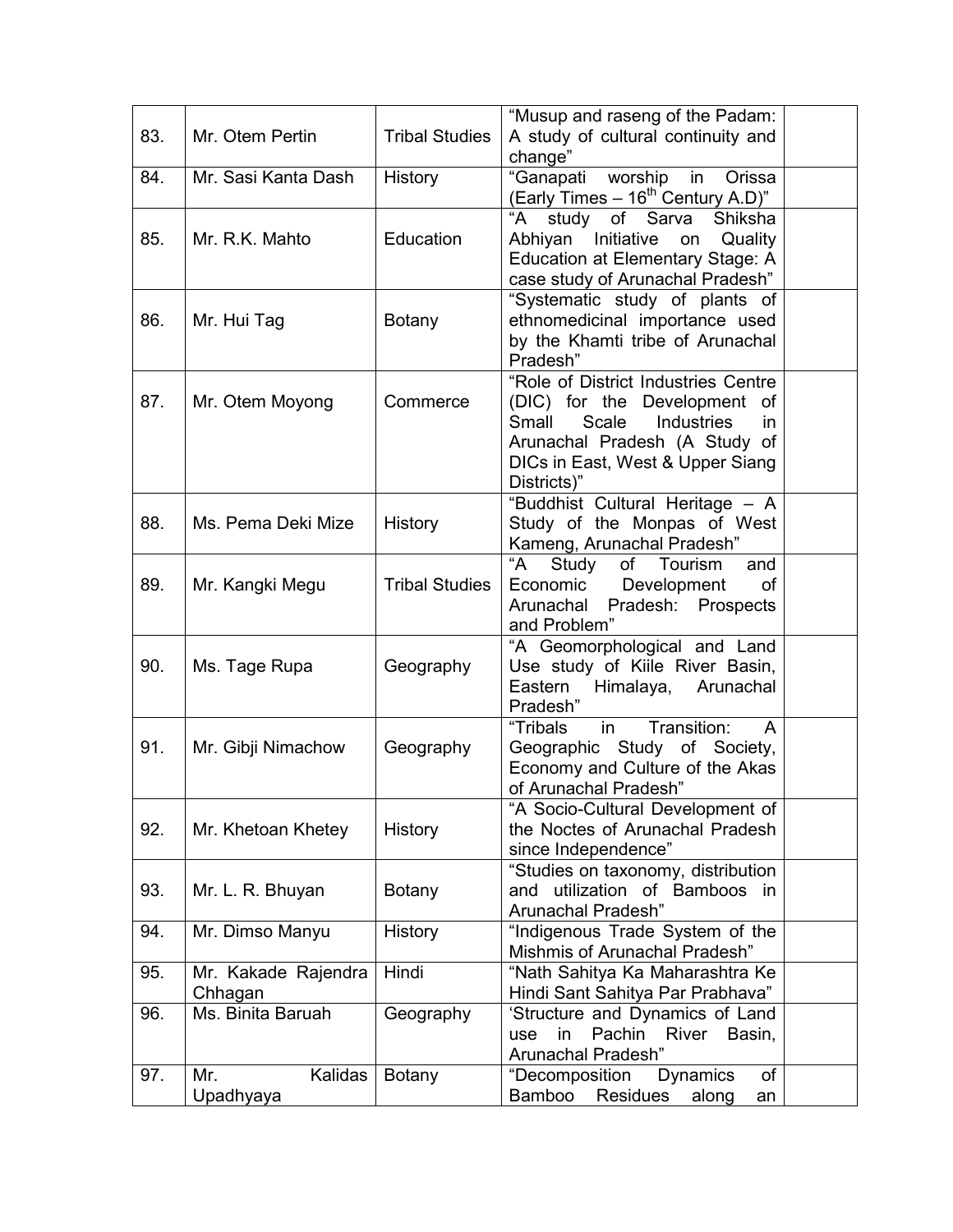| | | | | |
|---|---|---|---|---|
| 83. | Mr. Otem Pertin | Tribal Studies | "Musup and raseng of the Padam: A study of cultural continuity and change" | |
| 84. | Mr. Sasi Kanta Dash | History | "Ganapati worship in Orissa (Early Times – 16th Century A.D)" | |
| 85. | Mr. R.K. Mahto | Education | "A study of Sarva Shiksha Abhiyan Initiative on Quality Education at Elementary Stage: A case study of Arunachal Pradesh" | |
| 86. | Mr. Hui Tag | Botany | "Systematic study of plants of ethnomedicinal importance used by the Khamti tribe of Arunachal Pradesh" | |
| 87. | Mr. Otem Moyong | Commerce | "Role of District Industries Centre (DIC) for the Development of Small Scale Industries in Arunachal Pradesh (A Study of DICs in East, West & Upper Siang Districts)" | |
| 88. | Ms. Pema Deki Mize | History | "Buddhist Cultural Heritage – A Study of the Monpas of West Kameng, Arunachal Pradesh" | |
| 89. | Mr. Kangki Megu | Tribal Studies | "A Study of Tourism and Economic Development of Arunachal Pradesh: Prospects and Problem" | |
| 90. | Ms. Tage Rupa | Geography | "A Geomorphological and Land Use study of Kiile River Basin, Eastern Himalaya, Arunachal Pradesh" | |
| 91. | Mr. Gibji Nimachow | Geography | "Tribals in Transition: A Geographic Study of Society, Economy and Culture of the Akas of Arunachal Pradesh" | |
| 92. | Mr. Khetoan Khetey | History | "A Socio-Cultural Development of the Noctes of Arunachal Pradesh since Independence" | |
| 93. | Mr. L. R. Bhuyan | Botany | "Studies on taxonomy, distribution and utilization of Bamboos in Arunachal Pradesh" | |
| 94. | Mr. Dimso Manyu | History | "Indigenous Trade System of the Mishmis of Arunachal Pradesh" | |
| 95. | Mr. Kakade Rajendra Chhagan | Hindi | "Nath Sahitya Ka Maharashtra Ke Hindi Sant Sahitya Par Prabhava" | |
| 96. | Ms. Binita Baruah | Geography | 'Structure and Dynamics of Land use in Pachin River Basin, Arunachal Pradesh" | |
| 97. | Mr. Kalidas Upadhyaya | Botany | "Decomposition Dynamics of Bamboo Residues along an | |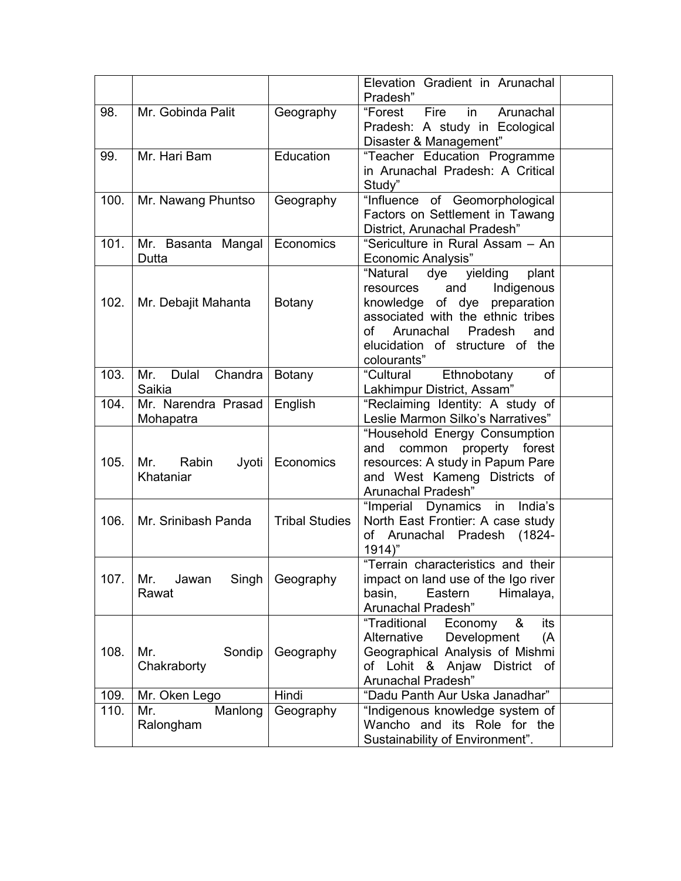| | | | | |
|---|---|---|---|---|
| | | | Elevation Gradient in Arunachal Pradesh" | |
| 98. | Mr. Gobinda Palit | Geography | "Forest Fire in Arunachal Pradesh: A study in Ecological Disaster & Management" | |
| 99. | Mr. Hari Bam | Education | "Teacher Education Programme in Arunachal Pradesh: A Critical Study" | |
| 100. | Mr. Nawang Phuntso | Geography | "Influence of Geomorphological Factors on Settlement in Tawang District, Arunachal Pradesh" | |
| 101. | Mr. Basanta Mangal Dutta | Economics | "Sericulture in Rural Assam – An Economic Analysis" | |
| 102. | Mr. Debajit Mahanta | Botany | "Natural dye yielding plant resources and Indigenous knowledge of dye preparation associated with the ethnic tribes of Arunachal Pradesh and elucidation of structure of the colourants" | |
| 103. | Mr. Dulal Chandra Saikia | Botany | "Cultural Ethnobotany of Lakhimpur District, Assam" | |
| 104. | Mr. Narendra Prasad Mohapatra | English | "Reclaiming Identity: A study of Leslie Marmon Silko's Narratives" | |
| 105. | Mr. Rabin Jyoti Khataniar | Economics | "Household Energy Consumption and common property forest resources: A study in Papum Pare and West Kameng Districts of Arunachal Pradesh" | |
| 106. | Mr. Srinibash Panda | Tribal Studies | "Imperial Dynamics in India's North East Frontier: A case study of Arunachal Pradesh (1824-1914)" | |
| 107. | Mr. Jawan Singh Rawat | Geography | "Terrain characteristics and their impact on land use of the Igo river basin, Eastern Himalaya, Arunachal Pradesh" | |
| 108. | Mr. Sondip Chakraborty | Geography | "Traditional Economy & its Alternative Development (A Geographical Analysis of Mishmi of Lohit & Anjaw District of Arunachal Pradesh" | |
| 109. | Mr. Oken Lego | Hindi | "Dadu Panth Aur Uska Janadhar" | |
| 110. | Mr. Manlong Ralongham | Geography | "Indigenous knowledge system of Wancho and its Role for the Sustainability of Environment". | |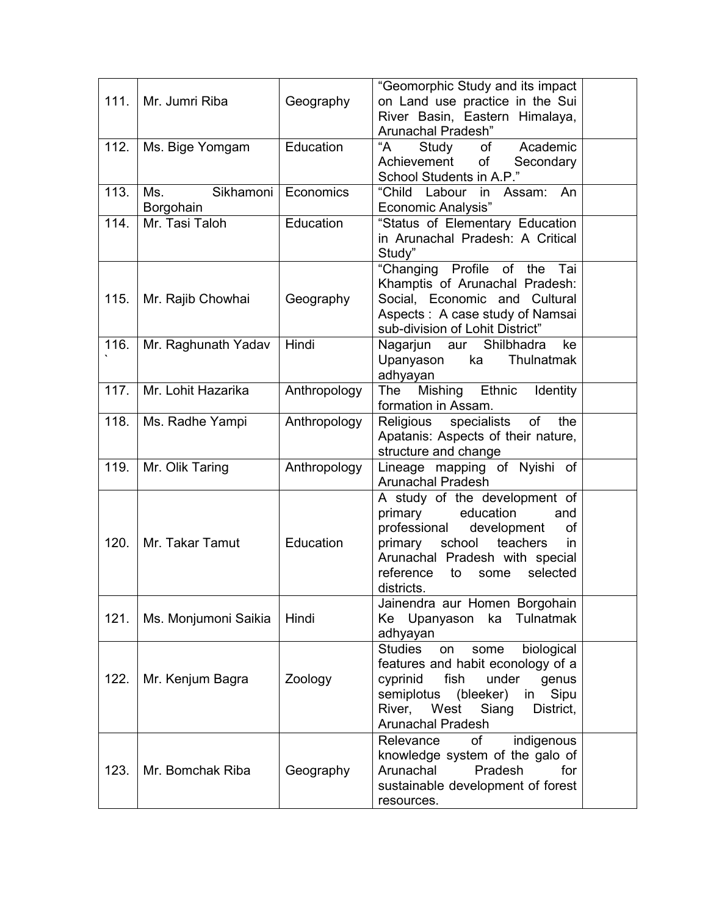| | | | | |
|---|---|---|---|---|
| 111. | Mr. Jumri Riba | Geography | "Geomorphic Study and its impact on Land use practice in the Sui River Basin, Eastern Himalaya, Arunachal Pradesh" | |
| 112. | Ms. Bige Yomgam | Education | "A Study of Academic Achievement of Secondary School Students in A.P." | |
| 113. | Ms. Sikhamoni Borgohain | Economics | "Child Labour in Assam: An Economic Analysis" | |
| 114. | Mr. Tasi Taloh | Education | "Status of Elementary Education in Arunachal Pradesh: A Critical Study" | |
| 115. | Mr. Rajib Chowhai | Geography | "Changing Profile of the Tai Khamptis of Arunachal Pradesh: Social, Economic and Cultural Aspects : A case study of Namsai sub-division of Lohit District" | |
| 116.` | Mr. Raghunath Yadav | Hindi | Nagarjun aur Shilbhadra ke Upanyason ka Thulnatmak adhyayan | |
| 117. | Mr. Lohit Hazarika | Anthropology | The Mishing Ethnic Identity formation in Assam. | |
| 118. | Ms. Radhe Yampi | Anthropology | Religious specialists of the Apatanis: Aspects of their nature, structure and change | |
| 119. | Mr. Olik Taring | Anthropology | Lineage mapping of Nyishi of Arunachal Pradesh | |
| 120. | Mr. Takar Tamut | Education | A study of the development of primary education and professional development of primary school teachers in Arunachal Pradesh with special reference to some selected districts. | |
| 121. | Ms. Monjumoni Saikia | Hindi | Jainendra aur Homen Borgohain Ke Upanyason ka Tulnatmak adhyayan | |
| 122. | Mr. Kenjum Bagra | Zoology | Studies on some biological features and habit econology of a cyprinid fish under genus semiplotus (bleeker) in Sipu River, West Siang District, Arunachal Pradesh | |
| 123. | Mr. Bomchak Riba | Geography | Relevance of indigenous knowledge system of the galo of Arunachal Pradesh for sustainable development of forest resources. | |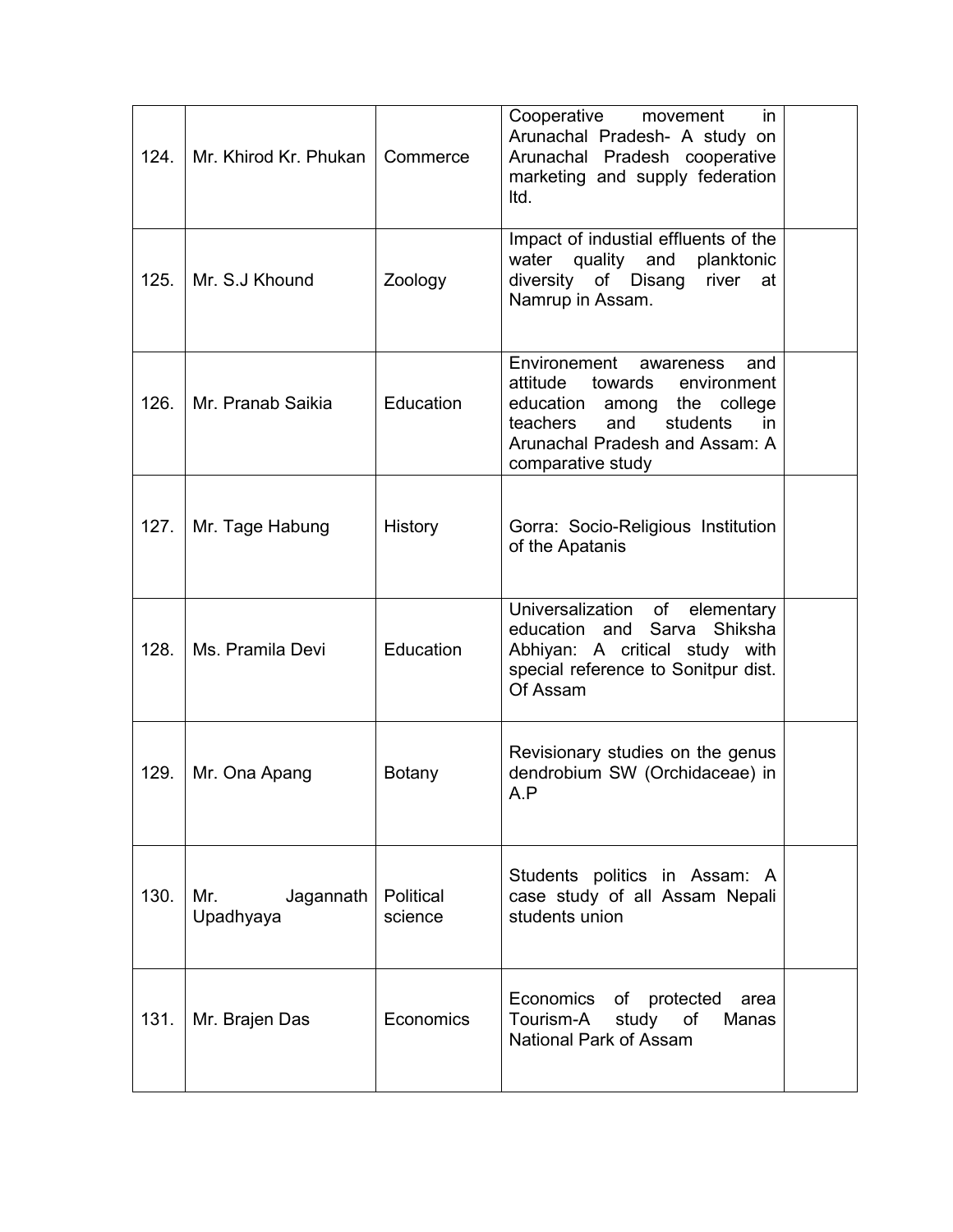| | | | | |
|---|---|---|---|---|
| 124. | Mr. Khirod Kr. Phukan | Commerce | Cooperative movement in Arunachal Pradesh- A study on Arunachal Pradesh cooperative marketing and supply federation ltd. | |
| 125. | Mr. S.J Khound | Zoology | Impact of industial effluents of the water quality and planktonic diversity of Disang river at Namrup in Assam. | |
| 126. | Mr. Pranab Saikia | Education | Environement awareness and attitude towards environment education among the college teachers and students in Arunachal Pradesh and Assam: A comparative study | |
| 127. | Mr. Tage Habung | History | Gorra: Socio-Religious Institution of the Apatanis | |
| 128. | Ms. Pramila Devi | Education | Universalization of elementary education and Sarva Shiksha Abhiyan: A critical study with special reference to Sonitpur dist. Of Assam | |
| 129. | Mr. Ona Apang | Botany | Revisionary studies on the genus dendrobium SW (Orchidaceae) in A.P | |
| 130. | Mr. Jagannath Upadhyaya | Political science | Students politics in Assam: A case study of all Assam Nepali students union | |
| 131. | Mr. Brajen Das | Economics | Economics of protected area Tourism-A study of Manas National Park of Assam | |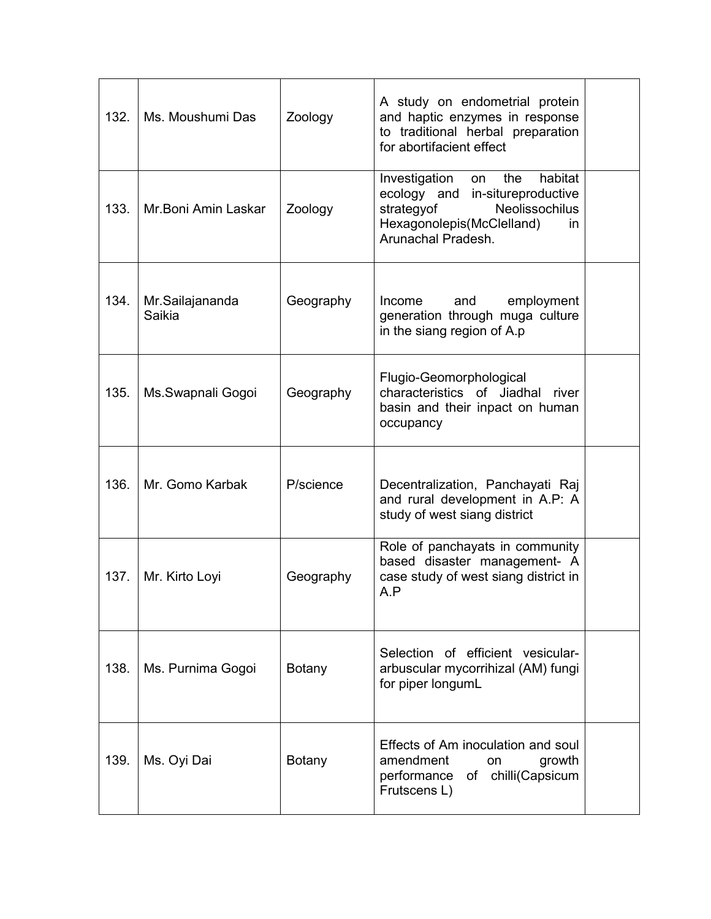| 132. | Ms. Moushumi Das | Zoology | A study on endometrial protein and haptic enzymes in response to traditional herbal preparation for abortifacient effect | |
|---|---|---|---|---|
| 133. | Mr.Boni Amin Laskar | Zoology | Investigation on the habitat ecology and in-situreproductive strategyof Neolissochilus Hexagonolepis(McClelland) in Arunachal Pradesh. | |
| 134. | Mr.Sailajananda Saikia | Geography | Income and employment generation through muga culture in the siang region of A.p | |
| 135. | Ms.Swapnali Gogoi | Geography | Flugio-Geomorphological characteristics of Jiadhal river basin and their inpact on human occupancy | |
| 136. | Mr. Gomo Karbak | P/science | Decentralization, Panchayati Raj and rural development in A.P: A study of west siang district | |
| 137. | Mr. Kirto Loyi | Geography | Role of panchayats in community based disaster management- A case study of west siang district in A.P | |
| 138. | Ms. Purnima Gogoi | Botany | Selection of efficient vesicular-arbuscular mycorrihizal (AM) fungi for piper longumL | |
| 139. | Ms. Oyi Dai | Botany | Effects of Am inoculation and soul amendment on growth performance of chilli(Capsicum Frutscens L) | |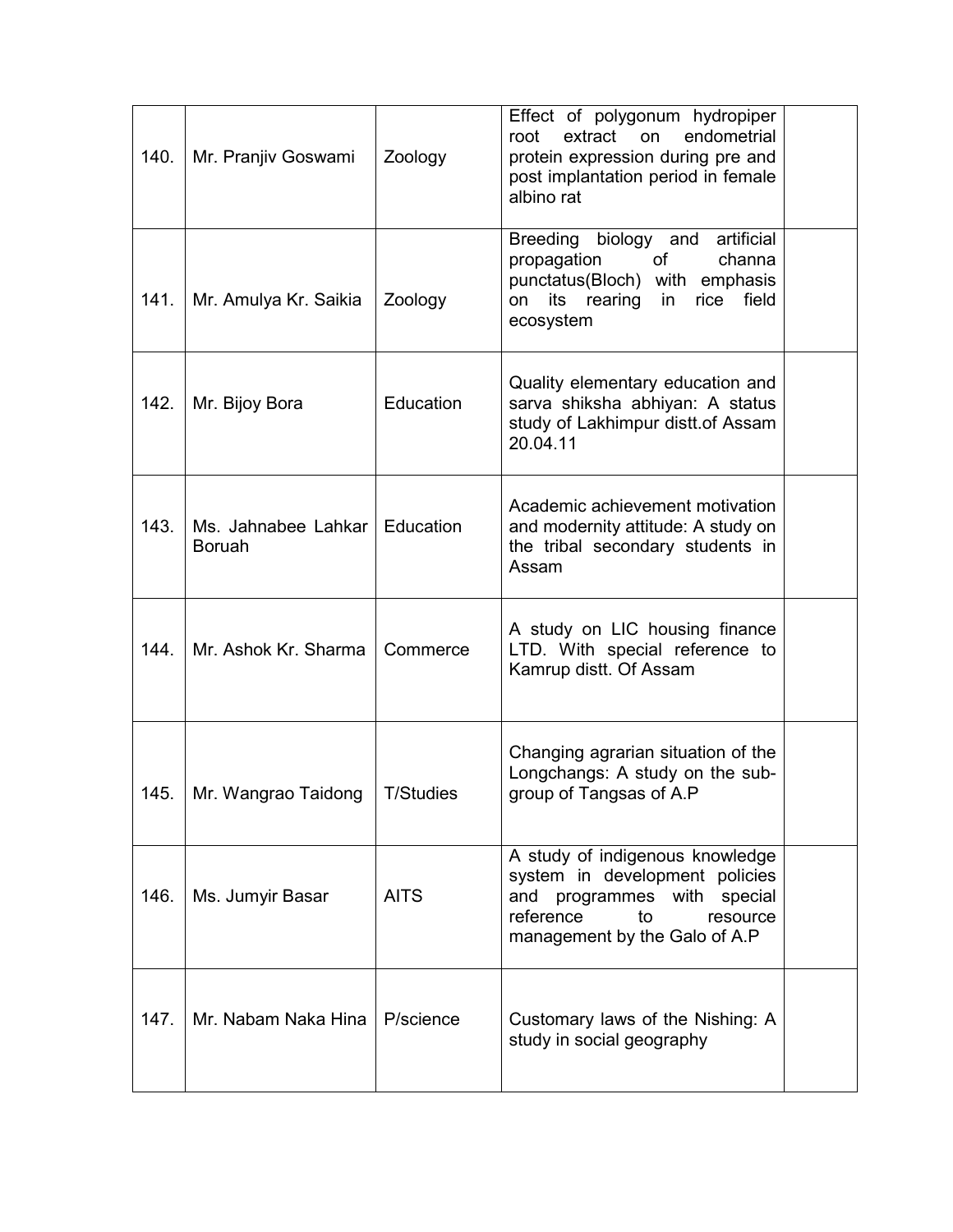| 140. | Mr. Pranjiv Goswami | Zoology | Effect of polygonum hydropiper root extract on endometrial protein expression during pre and post implantation period in female albino rat | |
|---|---|---|---|---|
| 141. | Mr. Amulya Kr. Saikia | Zoology | Breeding biology and artificial propagation of channa punctatus(Bloch) with emphasis on its rearing in rice field ecosystem | |
| 142. | Mr. Bijoy Bora | Education | Quality elementary education and sarva shiksha abhiyan: A status study of Lakhimpur distt.of Assam 20.04.11 | |
| 143. | Ms. Jahnabee Lahkar Boruah | Education | Academic achievement motivation and modernity attitude: A study on the tribal secondary students in Assam | |
| 144. | Mr. Ashok Kr. Sharma | Commerce | A study on LIC housing finance LTD. With special reference to Kamrup distt. Of Assam | |
| 145. | Mr. Wangrao Taidong | T/Studies | Changing agrarian situation of the Longchangs: A study on the sub-group of Tangsas of A.P | |
| 146. | Ms. Jumyir Basar | AITS | A study of indigenous knowledge system in development policies and programmes with special reference to resource management by the Galo of A.P | |
| 147. | Mr. Nabam Naka Hina | P/science | Customary laws of the Nishing: A study in social geography | |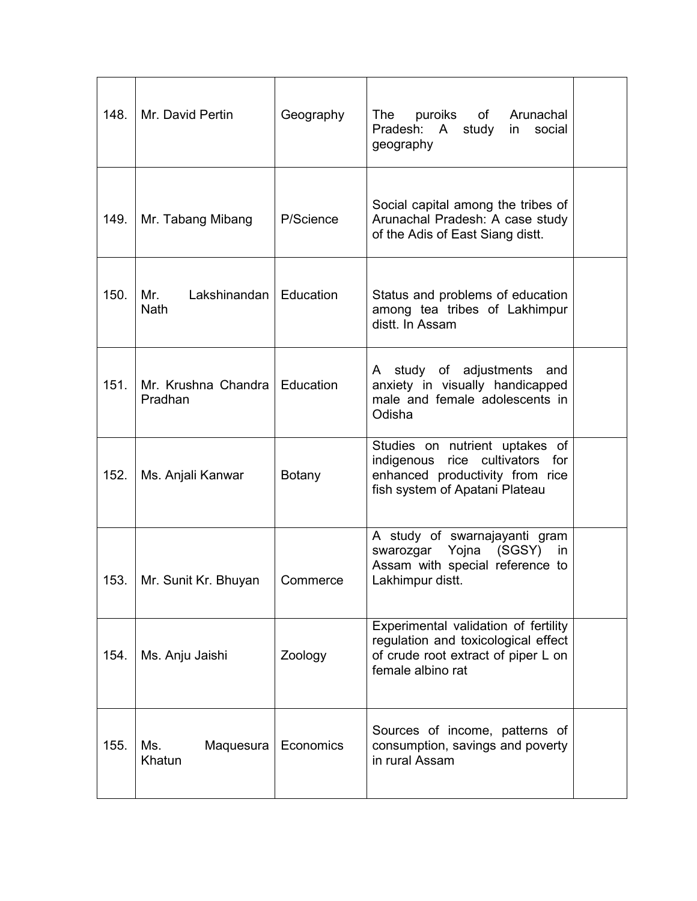| | | | | |
|---|---|---|---|---|
| 148. | Mr. David Pertin | Geography | The puroiks of Arunachal Pradesh: A study in social geography | |
| 149. | Mr. Tabang Mibang | P/Science | Social capital among the tribes of Arunachal Pradesh: A case study of the Adis of East Siang distt. | |
| 150. | Mr. Lakshinandan Nath | Education | Status and problems of education among tea tribes of Lakhimpur distt. In Assam | |
| 151. | Mr. Krushna Chandra Pradhan | Education | A study of adjustments and anxiety in visually handicapped male and female adolescents in Odisha | |
| 152. | Ms. Anjali Kanwar | Botany | Studies on nutrient uptakes of indigenous rice cultivators for enhanced productivity from rice fish system of Apatani Plateau | |
| 153. | Mr. Sunit Kr. Bhuyan | Commerce | A study of swarnajayanti gram swarozgar Yojna (SGSY) in Assam with special reference to Lakhimpur distt. | |
| 154. | Ms. Anju Jaishi | Zoology | Experimental validation of fertility regulation and toxicological effect of crude root extract of piper L on female albino rat | |
| 155. | Ms. Maquesura Khatun | Economics | Sources of income, patterns of consumption, savings and poverty in rural Assam | |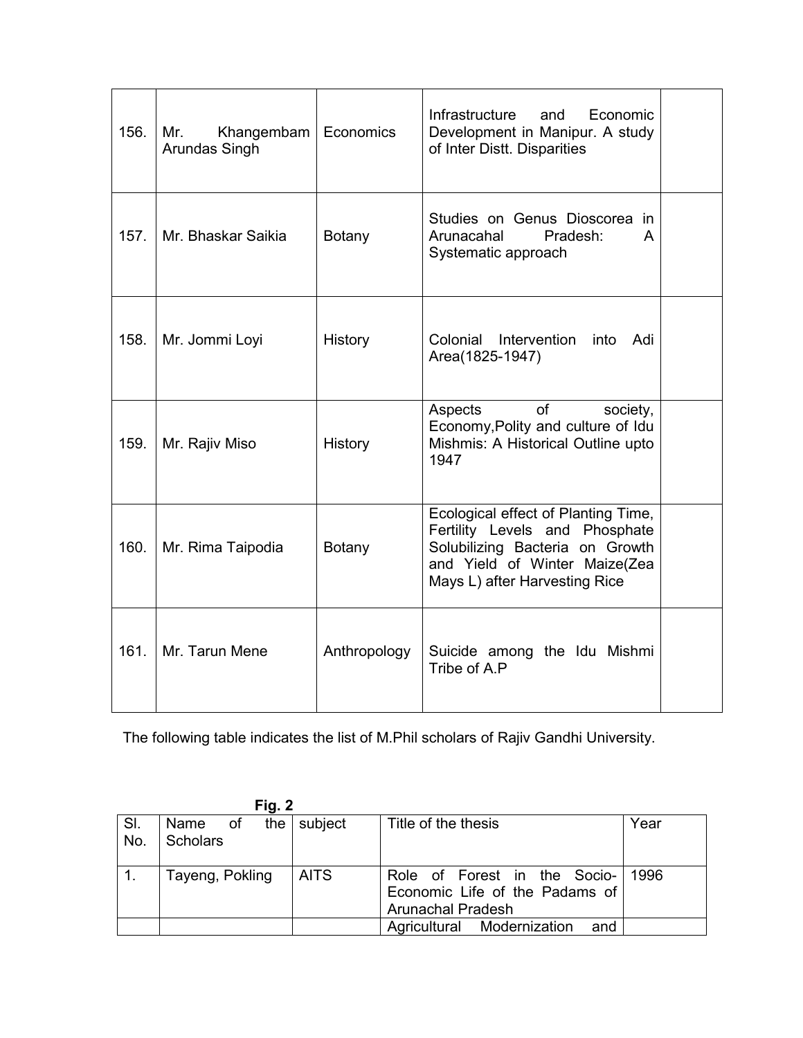| 156. | Mr. Khangembam Arundas Singh | Economics | Infrastructure and Economic Development in Manipur. A study of Inter Distt. Disparities | |
|---|---|---|---|---|
| 157. | Mr. Bhaskar Saikia | Botany | Studies on Genus Dioscorea in Arunacahal Pradesh: A Systematic approach | |
| 158. | Mr. Jommi Loyi | History | Colonial Intervention into Adi Area(1825-1947) | |
| 159. | Mr. Rajiv Miso | History | Aspects of society, Economy,Polity and culture of Idu Mishmis: A Historical Outline upto 1947 | |
| 160. | Mr. Rima Taipodia | Botany | Ecological effect of Planting Time, Fertility Levels and Phosphate Solubilizing Bacteria on Growth and Yield of Winter Maize(Zea Mays L) after Harvesting Rice | |
| 161. | Mr. Tarun Mene | Anthropology | Suicide among the Idu Mishmi Tribe of A.P | |

The following table indicates the list of M.Phil scholars of Rajiv Gandhi University.

**Fig. 2**

| Sl. No. | Name of the Scholars | subject | Title of the thesis | Year |
|---|---|---|---|---|
| 1. | Tayeng, Pokling | AITS | Role of Forest in the Socio-Economic Life of the Padams of Arunachal Pradesh | 1996 |
| | | | Agricultural Modernization and | |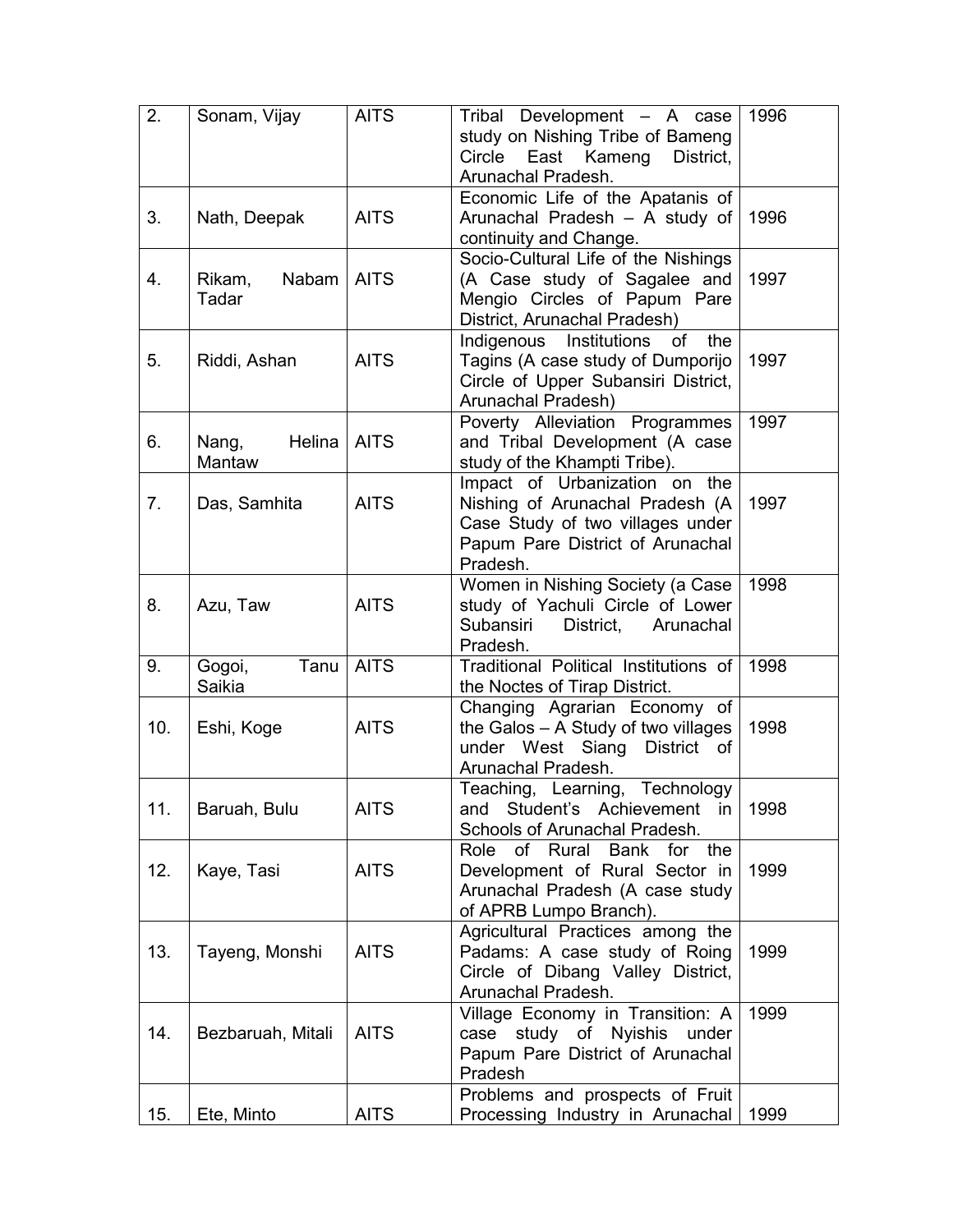| 2. | Sonam, Vijay | AITS | Tribal Development – A case study on Nishing Tribe of Bameng Circle East Kameng District, Arunachal Pradesh. | 1996 |
|---|---|---|---|---|
| 3. | Nath, Deepak | AITS | Economic Life of the Apatanis of Arunachal Pradesh – A study of continuity and Change. | 1996 |
| 4. | Rikam, Nabam Tadar | AITS | Socio-Cultural Life of the Nishings (A Case study of Sagalee and Mengio Circles of Papum Pare District, Arunachal Pradesh) | 1997 |
| 5. | Riddi, Ashan | AITS | Indigenous Institutions of the Tagins (A case study of Dumporijo Circle of Upper Subansiri District, Arunachal Pradesh) | 1997 |
| 6. | Nang, Helina Mantaw | AITS | Poverty Alleviation Programmes and Tribal Development (A case study of the Khampti Tribe). | 1997 |
| 7. | Das, Samhita | AITS | Impact of Urbanization on the Nishing of Arunachal Pradesh (A Case Study of two villages under Papum Pare District of Arunachal Pradesh. | 1997 |
| 8. | Azu, Taw | AITS | Women in Nishing Society (a Case study of Yachuli Circle of Lower Subansiri District, Arunachal Pradesh. | 1998 |
| 9. | Gogoi, Tanu Saikia | AITS | Traditional Political Institutions of the Noctes of Tirap District. | 1998 |
| 10. | Eshi, Koge | AITS | Changing Agrarian Economy of the Galos – A Study of two villages under West Siang District of Arunachal Pradesh. | 1998 |
| 11. | Baruah, Bulu | AITS | Teaching, Learning, Technology and Student's Achievement in Schools of Arunachal Pradesh. | 1998 |
| 12. | Kaye, Tasi | AITS | Role of Rural Bank for the Development of Rural Sector in Arunachal Pradesh (A case study of APRB Lumpo Branch). | 1999 |
| 13. | Tayeng, Monshi | AITS | Agricultural Practices among the Padams: A case study of Roing Circle of Dibang Valley District, Arunachal Pradesh. | 1999 |
| 14. | Bezbaruah, Mitali | AITS | Village Economy in Transition: A case study of Nyishis under Papum Pare District of Arunachal Pradesh | 1999 |
| 15. | Ete, Minto | AITS | Problems and prospects of Fruit Processing Industry in Arunachal | 1999 |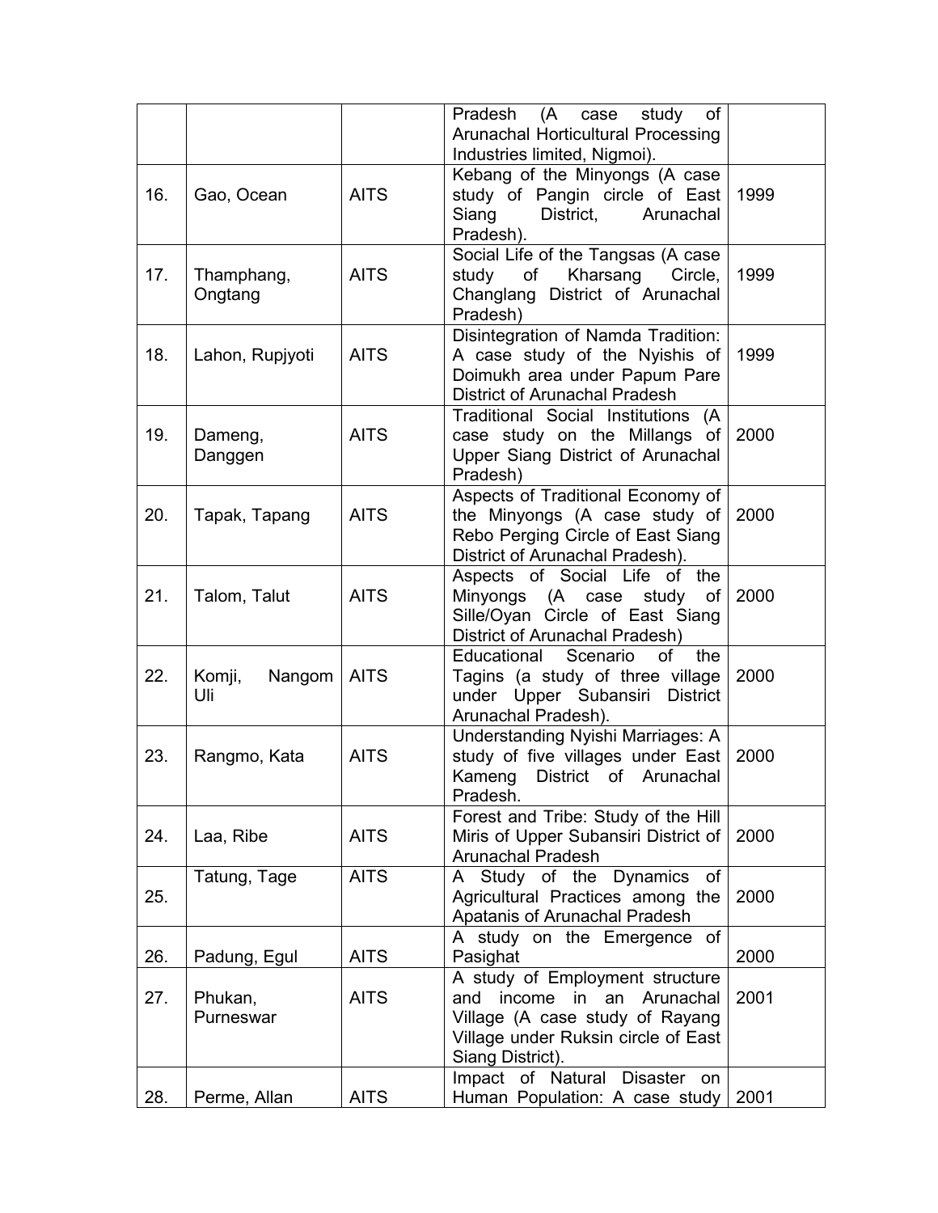| | | | | |
|---|---|---|---|---|
| | | | Pradesh (A case study of Arunachal Horticultural Processing Industries limited, Nigmoi). | |
| 16. | Gao, Ocean | AITS | Kebang of the Minyongs (A case study of Pangin circle of East Siang District, Arunachal Pradesh). | 1999 |
| 17. | Thamphang, Ongtang | AITS | Social Life of the Tangsas (A case study of Kharsang Circle, Changlang District of Arunachal Pradesh) | 1999 |
| 18. | Lahon, Rupjyoti | AITS | Disintegration of Namda Tradition: A case study of the Nyishis of Doimukh area under Papum Pare District of Arunachal Pradesh | 1999 |
| 19. | Dameng, Danggen | AITS | Traditional Social Institutions (A case study on the Millangs of Upper Siang District of Arunachal Pradesh) | 2000 |
| 20. | Tapak, Tapang | AITS | Aspects of Traditional Economy of the Minyongs (A case study of Rebo Perging Circle of East Siang District of Arunachal Pradesh). | 2000 |
| 21. | Talom, Talut | AITS | Aspects of Social Life of the Minyongs (A case study of Sille/Oyan Circle of East Siang District of Arunachal Pradesh) | 2000 |
| 22. | Komji, Nangom Uli | AITS | Educational Scenario of the Tagins (a study of three village under Upper Subansiri District Arunachal Pradesh). | 2000 |
| 23. | Rangmo, Kata | AITS | Understanding Nyishi Marriages: A study of five villages under East Kameng District of Arunachal Pradesh. | 2000 |
| 24. | Laa, Ribe | AITS | Forest and Tribe: Study of the Hill Miris of Upper Subansiri District of Arunachal Pradesh | 2000 |
| 25. | Tatung, Tage | AITS | A Study of the Dynamics of Agricultural Practices among the Apatanis of Arunachal Pradesh | 2000 |
| 26. | Padung, Egul | AITS | A study on the Emergence of Pasighat | 2000 |
| 27. | Phukan, Purneswar | AITS | A study of Employment structure and income in an Arunachal Village (A case study of Rayang Village under Ruksin circle of East Siang District). | 2001 |
| 28. | Perme, Allan | AITS | Impact of Natural Disaster on Human Population: A case study | 2001 |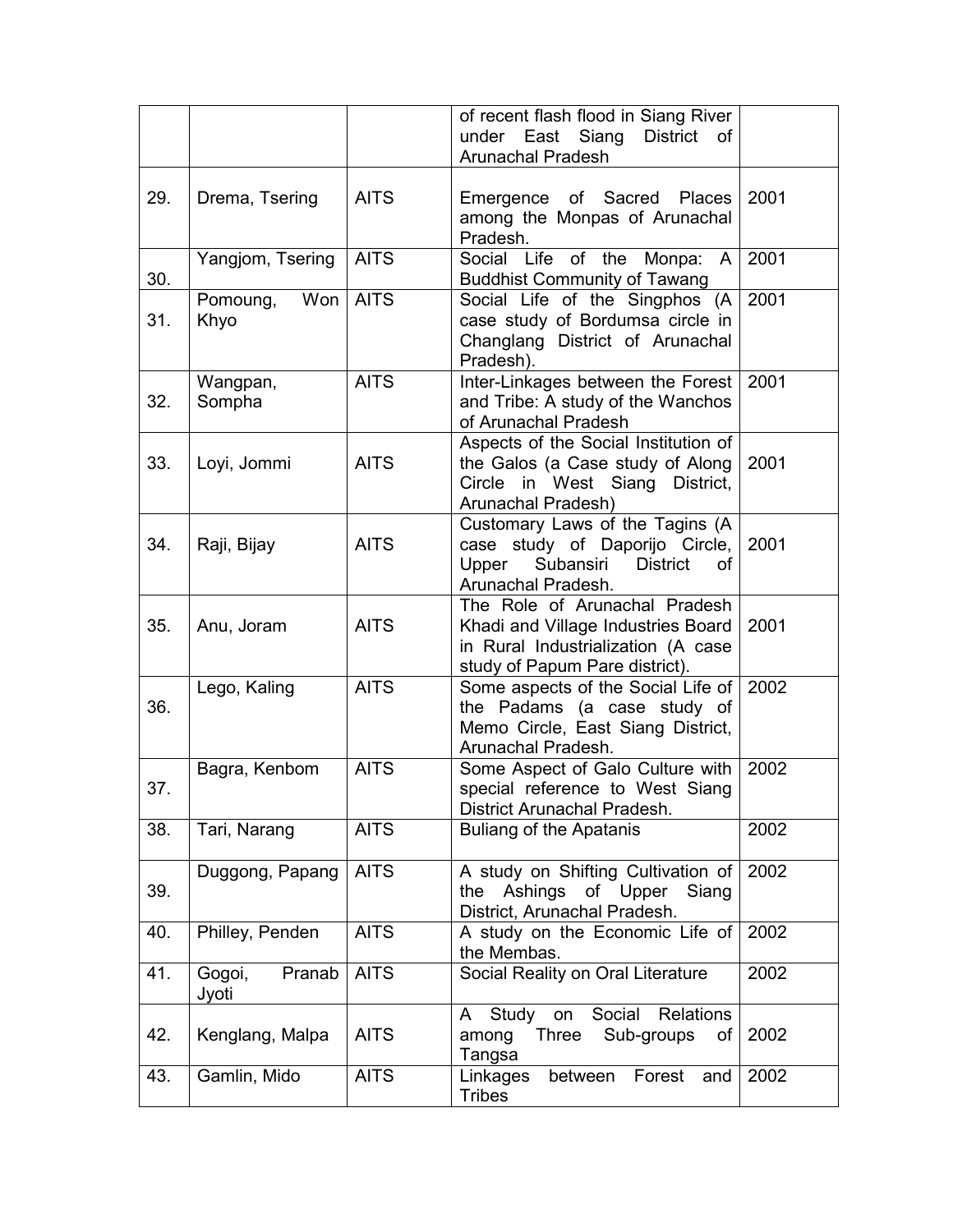|  |  |  | of recent flash flood in Siang River under East Siang District of Arunachal Pradesh |  |
|---|---|---|---|---|
| 29. | Drema, Tsering | AITS | Emergence of Sacred Places among the Monpas of Arunachal Pradesh. | 2001 |
| 30. | Yangjom, Tsering | AITS | Social Life of the Monpa: A Buddhist Community of Tawang | 2001 |
| 31. | Pomoung, Won Khyo | AITS | Social Life of the Singphos (A case study of Bordumsa circle in Changlang District of Arunachal Pradesh). | 2001 |
| 32. | Wangpan, Sompha | AITS | Inter-Linkages between the Forest and Tribe: A study of the Wanchos of Arunachal Pradesh | 2001 |
| 33. | Loyi, Jommi | AITS | Aspects of the Social Institution of the Galos (a Case study of Along Circle in West Siang District, Arunachal Pradesh) | 2001 |
| 34. | Raji, Bijay | AITS | Customary Laws of the Tagins (A case study of Daporijo Circle, Upper Subansiri District of Arunachal Pradesh. | 2001 |
| 35. | Anu, Joram | AITS | The Role of Arunachal Pradesh Khadi and Village Industries Board in Rural Industrialization (A case study of Papum Pare district). | 2001 |
| 36. | Lego, Kaling | AITS | Some aspects of the Social Life of the Padams (a case study of Memo Circle, East Siang District, Arunachal Pradesh. | 2002 |
| 37. | Bagra, Kenbom | AITS | Some Aspect of Galo Culture with special reference to West Siang District Arunachal Pradesh. | 2002 |
| 38. | Tari, Narang | AITS | Buliang of the Apatanis | 2002 |
| 39. | Duggong, Papang | AITS | A study on Shifting Cultivation of the Ashings of Upper Siang District, Arunachal Pradesh. | 2002 |
| 40. | Philley, Penden | AITS | A study on the Economic Life of the Membas. | 2002 |
| 41. | Gogoi, Pranab Jyoti | AITS | Social Reality on Oral Literature | 2002 |
| 42. | Kenglang, Malpa | AITS | A Study on Social Relations among Three Sub-groups of Tangsa | 2002 |
| 43. | Gamlin, Mido | AITS | Linkages between Forest and Tribes | 2002 |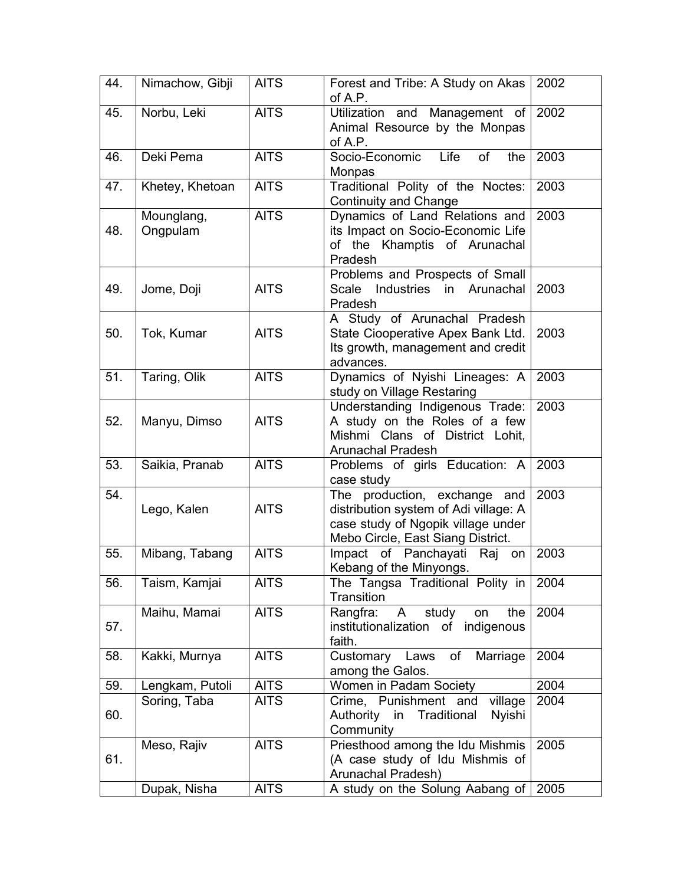| 44. | Nimachow, Gibji | AITS | Forest and Tribe: A Study on Akas of A.P. | 2002 |
|---|---|---|---|---|
| 45. | Norbu, Leki | AITS | Utilization and Management of Animal Resource by the Monpas of A.P. | 2002 |
| 46. | Deki Pema | AITS | Socio-Economic Life of the Monpas | 2003 |
| 47. | Khetey, Khetoan | AITS | Traditional Polity of the Noctes: Continuity and Change | 2003 |
| 48. | Mounglang, Ongpulam | AITS | Dynamics of Land Relations and its Impact on Socio-Economic Life of the Khamptis of Arunachal Pradesh | 2003 |
| 49. | Jome, Doji | AITS | Problems and Prospects of Small Scale Industries in Arunachal Pradesh | 2003 |
| 50. | Tok, Kumar | AITS | A Study of Arunachal Pradesh State Ciooperative Apex Bank Ltd. Its growth, management and credit advances. | 2003 |
| 51. | Taring, Olik | AITS | Dynamics of Nyishi Lineages: A study on Village Restaring | 2003 |
| 52. | Manyu, Dimso | AITS | Understanding Indigenous Trade: A study on the Roles of a few Mishmi Clans of District Lohit, Arunachal Pradesh | 2003 |
| 53. | Saikia, Pranab | AITS | Problems of girls Education: A case study | 2003 |
| 54. | Lego, Kalen | AITS | The production, exchange and distribution system of Adi village: A case study of Ngopik village under Mebo Circle, East Siang District. | 2003 |
| 55. | Mibang, Tabang | AITS | Impact of Panchayati Raj on Kebang of the Minyongs. | 2003 |
| 56. | Taism, Kamjai | AITS | The Tangsa Traditional Polity in Transition | 2004 |
| 57. | Maihu, Mamai | AITS | Rangfra: A study on the institutionalization of indigenous faith. | 2004 |
| 58. | Kakki, Murnya | AITS | Customary Laws of Marriage among the Galos. | 2004 |
| 59. | Lengkam, Putoli | AITS | Women in Padam Society | 2004 |
| 60. | Soring, Taba | AITS | Crime, Punishment and village Authority in Traditional Nyishi Community | 2004 |
| 61. | Meso, Rajiv | AITS | Priesthood among the Idu Mishmis (A case study of Idu Mishmis of Arunachal Pradesh) | 2005 |
| | Dupak, Nisha | AITS | A study on the Solung Aabang of | 2005 |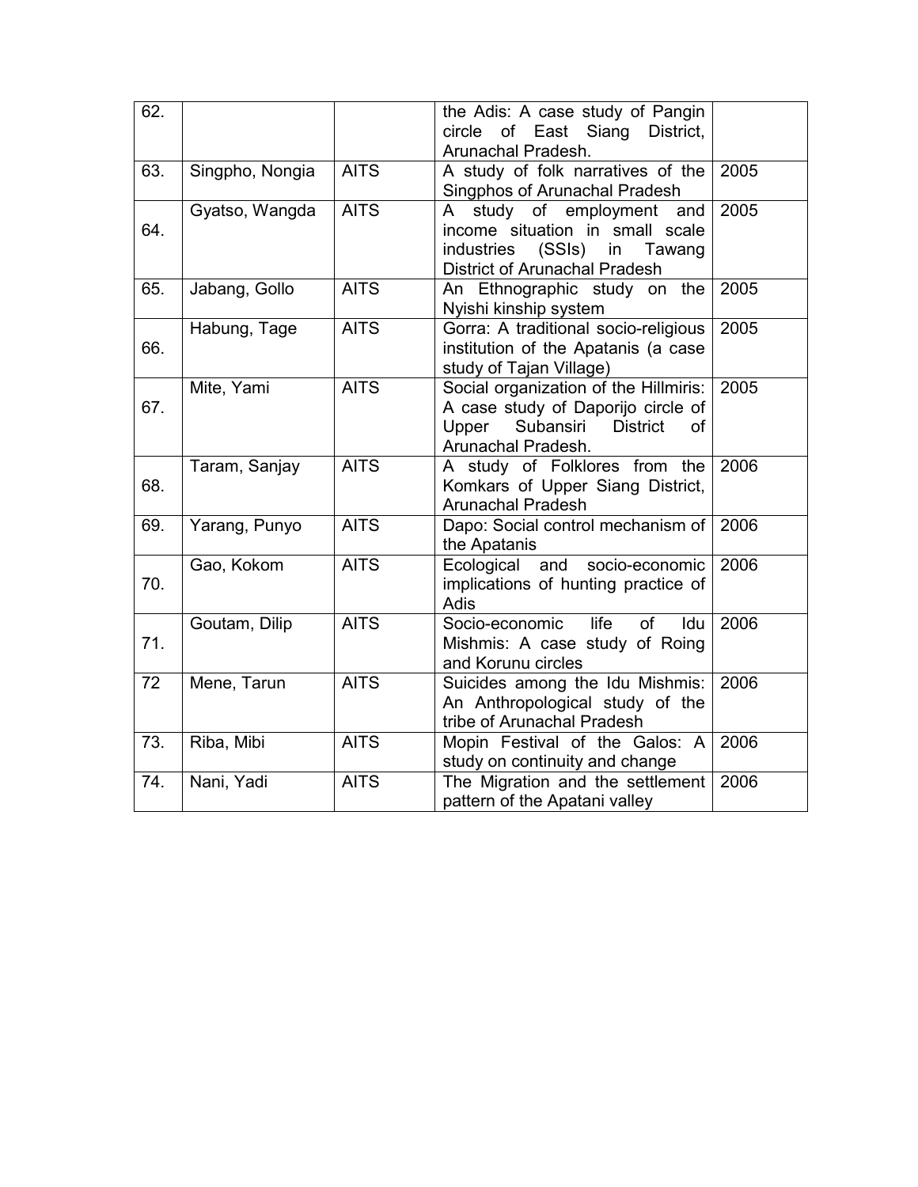| 62. | | | the Adis: A case study of Pangin circle of East Siang District, Arunachal Pradesh. | |
|---|---|---|---|---|
| 63. | Singpho, Nongia | AITS | A study of folk narratives of the Singphos of Arunachal Pradesh | 2005 |
| 64. | Gyatso, Wangda | AITS | A study of employment and income situation in small scale industries (SSIs) in Tawang District of Arunachal Pradesh | 2005 |
| 65. | Jabang, Gollo | AITS | An Ethnographic study on the Nyishi kinship system | 2005 |
| 66. | Habung, Tage | AITS | Gorra: A traditional socio-religious institution of the Apatanis (a case study of Tajan Village) | 2005 |
| 67. | Mite, Yami | AITS | Social organization of the Hillmiris: A case study of Daporijo circle of Upper Subansiri District of Arunachal Pradesh. | 2005 |
| 68. | Taram, Sanjay | AITS | A study of Folklores from the Komkars of Upper Siang District, Arunachal Pradesh | 2006 |
| 69. | Yarang, Punyo | AITS | Dapo: Social control mechanism of the Apatanis | 2006 |
| 70. | Gao, Kokom | AITS | Ecological and socio-economic implications of hunting practice of Adis | 2006 |
| 71. | Goutam, Dilip | AITS | Socio-economic life of Idu Mishmis: A case study of Roing and Korunu circles | 2006 |
| 72 | Mene, Tarun | AITS | Suicides among the Idu Mishmis: An Anthropological study of the tribe of Arunachal Pradesh | 2006 |
| 73. | Riba, Mibi | AITS | Mopin Festival of the Galos: A study on continuity and change | 2006 |
| 74. | Nani, Yadi | AITS | The Migration and the settlement pattern of the Apatani valley | 2006 |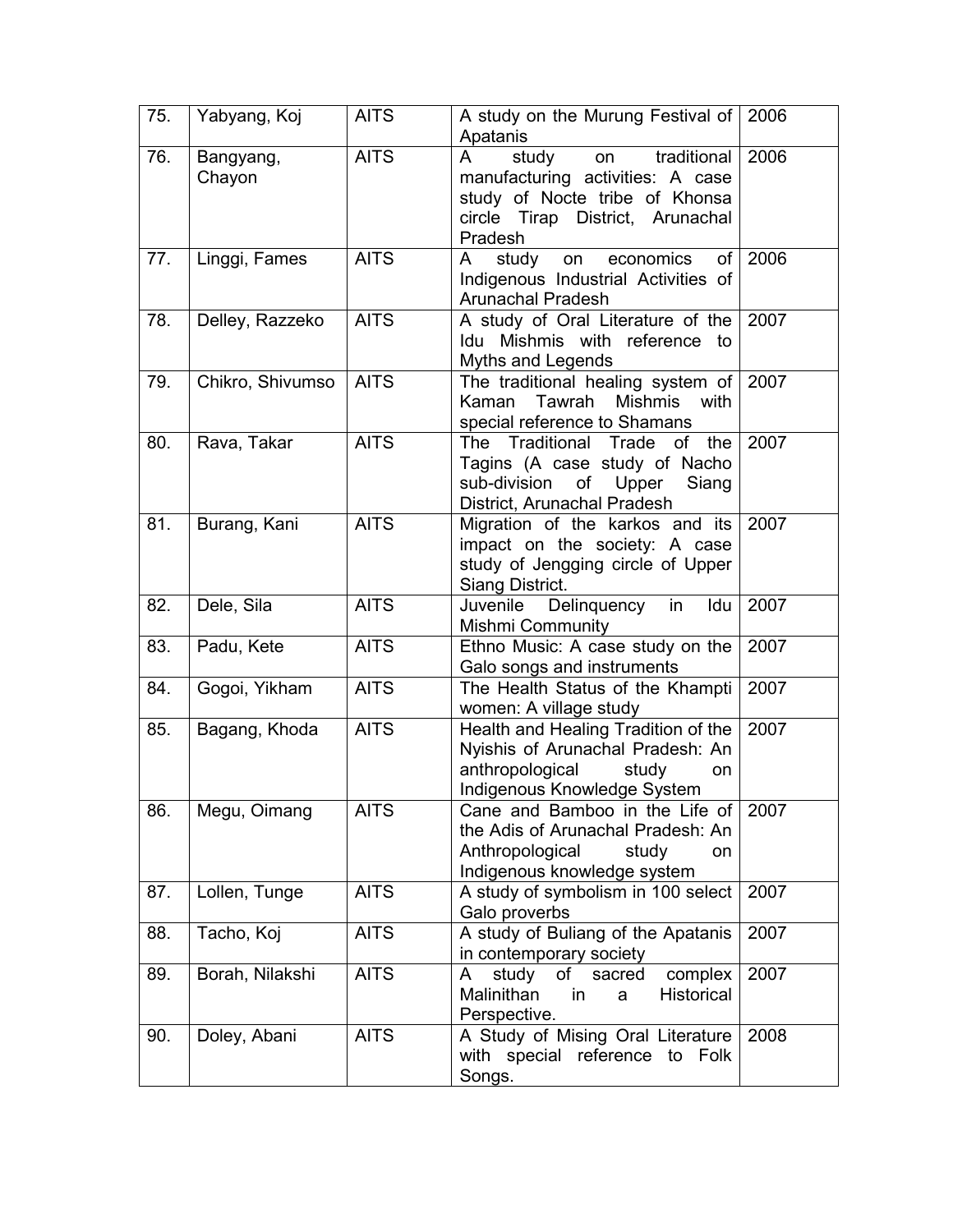| 75. | Yabyang, Koj | AITS | A study on the Murung Festival of Apatanis | 2006 |
|---|---|---|---|---|
| 76. | Bangyang, Chayon | AITS | A study on traditional manufacturing activities: A case study of Nocte tribe of Khonsa circle Tirap District, Arunachal Pradesh | 2006 |
| 77. | Linggi, Fames | AITS | A study on economics of Indigenous Industrial Activities of Arunachal Pradesh | 2006 |
| 78. | Delley, Razzeko | AITS | A study of Oral Literature of the Idu Mishmis with reference to Myths and Legends | 2007 |
| 79. | Chikro, Shivumso | AITS | The traditional healing system of Kaman Tawrah Mishmis with special reference to Shamans | 2007 |
| 80. | Rava, Takar | AITS | The Traditional Trade of the Tagins (A case study of Nacho sub-division of Upper Siang District, Arunachal Pradesh | 2007 |
| 81. | Burang, Kani | AITS | Migration of the karkos and its impact on the society: A case study of Jengging circle of Upper Siang District. | 2007 |
| 82. | Dele, Sila | AITS | Juvenile Delinquency in Idu Mishmi Community | 2007 |
| 83. | Padu, Kete | AITS | Ethno Music: A case study on the Galo songs and instruments | 2007 |
| 84. | Gogoi, Yikham | AITS | The Health Status of the Khampti women: A village study | 2007 |
| 85. | Bagang, Khoda | AITS | Health and Healing Tradition of the Nyishis of Arunachal Pradesh: An anthropological study on Indigenous Knowledge System | 2007 |
| 86. | Megu, Oimang | AITS | Cane and Bamboo in the Life of the Adis of Arunachal Pradesh: An Anthropological study on Indigenous knowledge system | 2007 |
| 87. | Lollen, Tunge | AITS | A study of symbolism in 100 select Galo proverbs | 2007 |
| 88. | Tacho, Koj | AITS | A study of Buliang of the Apatanis in contemporary society | 2007 |
| 89. | Borah, Nilakshi | AITS | A study of sacred complex Malinithan in a Historical Perspective. | 2007 |
| 90. | Doley, Abani | AITS | A Study of Mising Oral Literature with special reference to Folk Songs. | 2008 |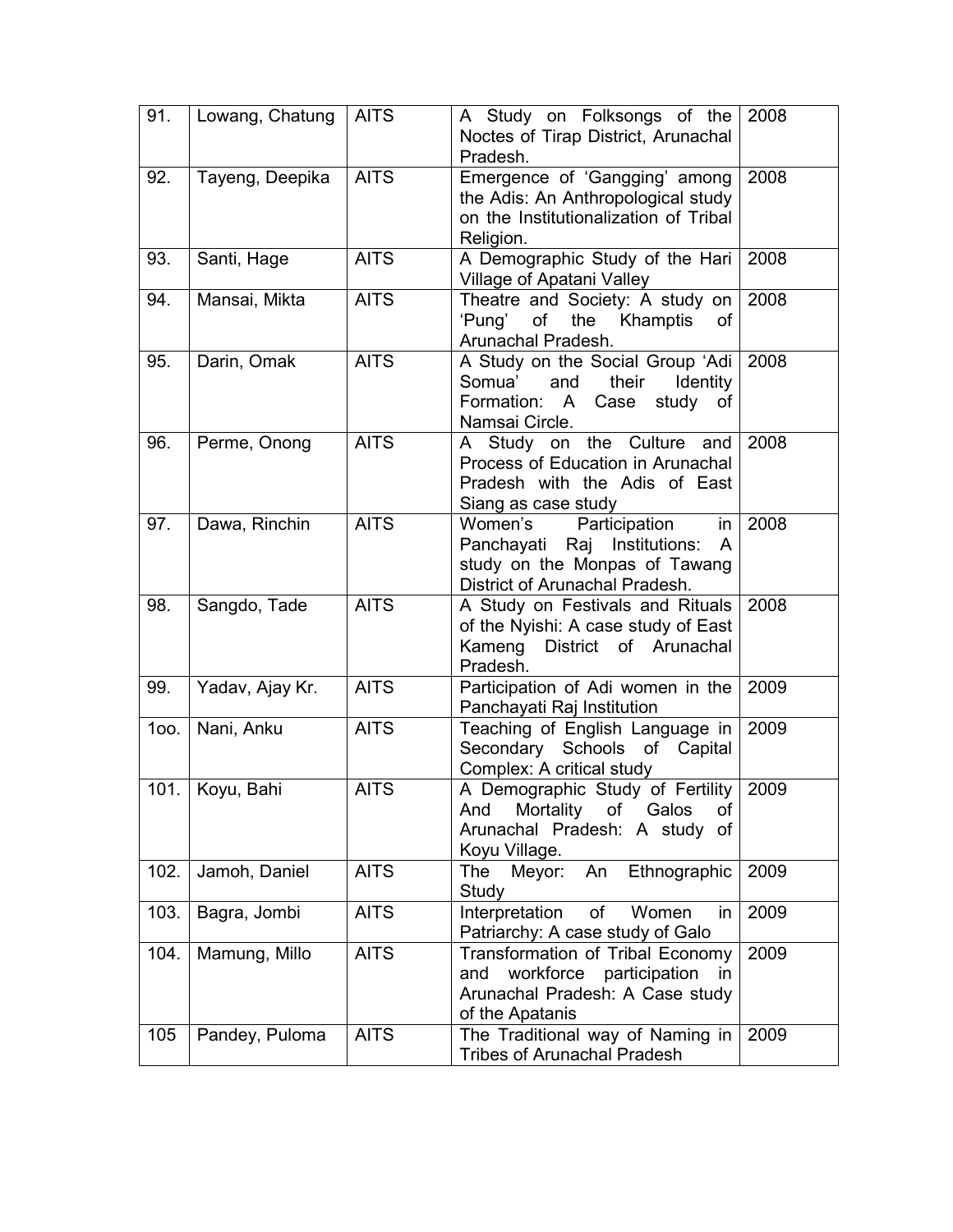| 91. | Lowang, Chatung | AITS | A Study on Folksongs of the Noctes of Tirap District, Arunachal Pradesh. | 2008 |
|---|---|---|---|---|
| 92. | Tayeng, Deepika | AITS | Emergence of 'Gangging' among the Adis: An Anthropological study on the Institutionalization of Tribal Religion. | 2008 |
| 93. | Santi, Hage | AITS | A Demographic Study of the Hari Village of Apatani Valley | 2008 |
| 94. | Mansai, Mikta | AITS | Theatre and Society: A study on 'Pung' of the Khamptis of Arunachal Pradesh. | 2008 |
| 95. | Darin, Omak | AITS | A Study on the Social Group 'Adi Somua' and their Identity Formation: A Case study of Namsai Circle. | 2008 |
| 96. | Perme, Onong | AITS | A Study on the Culture and Process of Education in Arunachal Pradesh with the Adis of East Siang as case study | 2008 |
| 97. | Dawa, Rinchin | AITS | Women's Participation in Panchayati Raj Institutions: A study on the Monpas of Tawang District of Arunachal Pradesh. | 2008 |
| 98. | Sangdo, Tade | AITS | A Study on Festivals and Rituals of the Nyishi: A case study of East Kameng District of Arunachal Pradesh. | 2008 |
| 99. | Yadav, Ajay Kr. | AITS | Participation of Adi women in the Panchayati Raj Institution | 2009 |
| 1oo. | Nani, Anku | AITS | Teaching of English Language in Secondary Schools of Capital Complex: A critical study | 2009 |
| 101. | Koyu, Bahi | AITS | A Demographic Study of Fertility And Mortality of Galos of Arunachal Pradesh: A study of Koyu Village. | 2009 |
| 102. | Jamoh, Daniel | AITS | The Meyor: An Ethnographic Study | 2009 |
| 103. | Bagra, Jombi | AITS | Interpretation of Women in Patriarchy: A case study of Galo | 2009 |
| 104. | Mamung, Millo | AITS | Transformation of Tribal Economy and workforce participation in Arunachal Pradesh: A Case study of the Apatanis | 2009 |
| 105 | Pandey, Puloma | AITS | The Traditional way of Naming in Tribes of Arunachal Pradesh | 2009 |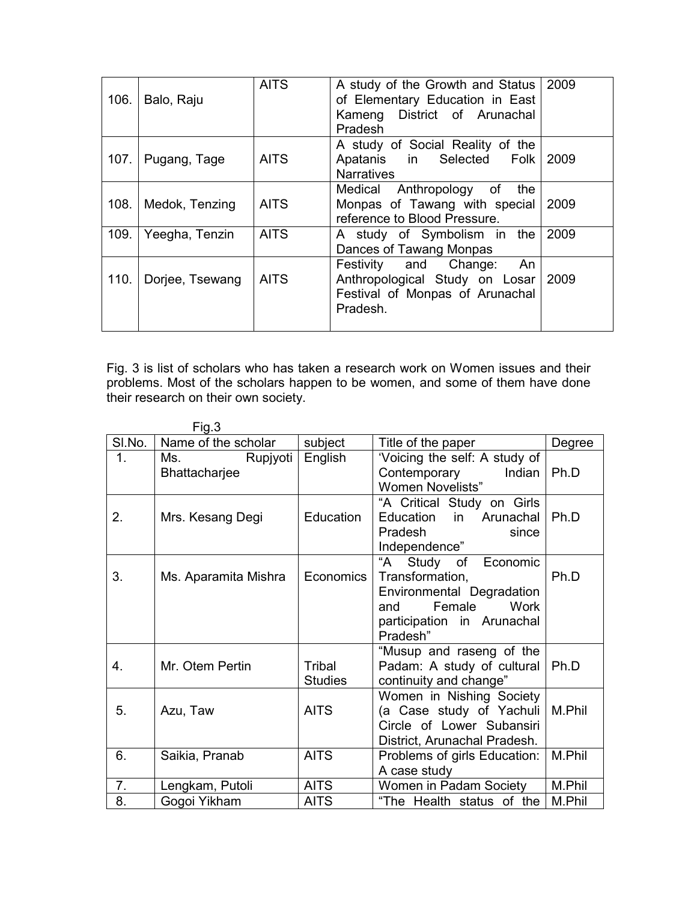| 106. | Balo, Raju | AITS | A study of the Growth and Status of Elementary Education in East Kameng District of Arunachal Pradesh | 2009 |
|---|---|---|---|---|
| 107. | Pugang, Tage | AITS | A study of Social Reality of the Apatanis in Selected Folk Narratives | 2009 |
| 108. | Medok, Tenzing | AITS | Medical Anthropology of the Monpas of Tawang with special reference to Blood Pressure. | 2009 |
| 109. | Yeegha, Tenzin | AITS | A study of Symbolism in the Dances of Tawang Monpas | 2009 |
| 110. | Dorjee, Tsewang | AITS | Festivity and Change: An Anthropological Study on Losar Festival of Monpas of Arunachal Pradesh. | 2009 |

Fig. 3 is list of scholars who has taken a research work on Women issues and their problems. Most of the scholars happen to be women, and some of them have done their research on their own society.

Fig.3

| Sl.No. | Name of the scholar | subject | Title of the paper | Degree |
|---|---|---|---|---|
| 1. | Ms. Rupjyoti Bhattacharjee | English | 'Voicing the self: A study of Contemporary Indian Women Novelists" | Ph.D |
| 2. | Mrs. Kesang Degi | Education | "A Critical Study on Girls Education in Arunachal Pradesh since Independence" | Ph.D |
| 3. | Ms. Aparamita Mishra | Economics | "A Study of Economic Transformation, Environmental Degradation and Female Work participation in Arunachal Pradesh" | Ph.D |
| 4. | Mr. Otem Pertin | Tribal Studies | "Musup and raseng of the Padam: A study of cultural continuity and change" | Ph.D |
| 5. | Azu, Taw | AITS | Women in Nishing Society (a Case study of Yachuli Circle of Lower Subansiri District, Arunachal Pradesh. | M.Phil |
| 6. | Saikia, Pranab | AITS | Problems of girls Education: A case study | M.Phil |
| 7. | Lengkam, Putoli | AITS | Women in Padam Society | M.Phil |
| 8. | Gogoi Yikham | AITS | "The Health status of the | M.Phil |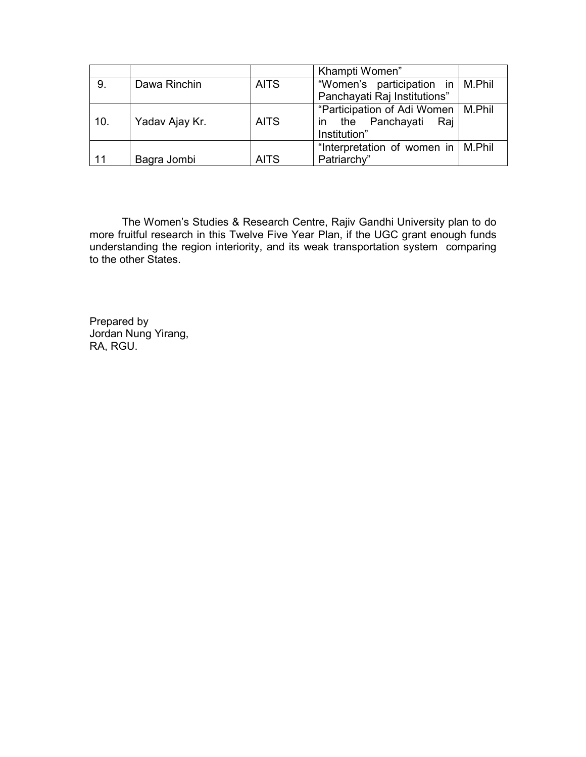| | | | | |
|---|---|---|---|---|
| | | | Khampti Women" | |
| 9. | Dawa Rinchin | AITS | "Women's participation in Panchayati Raj Institutions" | M.Phil |
| 10. | Yadav Ajay Kr. | AITS | "Participation of Adi Women in the Panchayati Raj Institution" | M.Phil |
| 11 | Bagra Jombi | AITS | "Interpretation of women in Patriarchy" | M.Phil |

The Women's Studies & Research Centre, Rajiv Gandhi University plan to do more fruitful research in this Twelve Five Year Plan, if the UGC grant enough funds understanding the region interiority, and its weak transportation system comparing to the other States.

Prepared by
Jordan Nung Yirang,
RA, RGU.